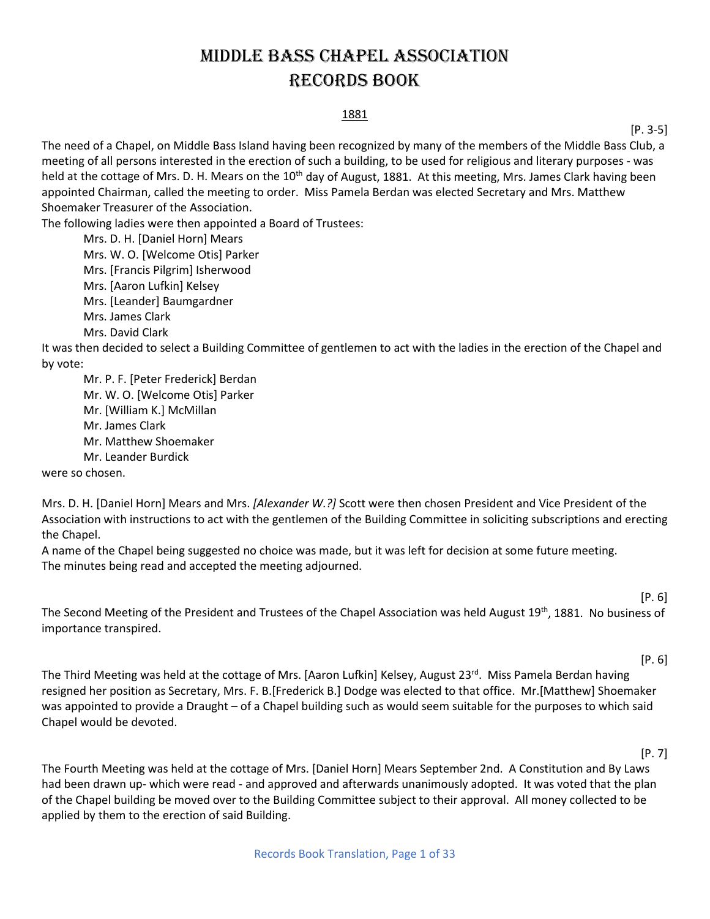# Middle Bass Chapel Association Records Book

1881

[P. 3-5]

The need of a Chapel, on Middle Bass Island having been recognized by many of the members of the Middle Bass Club, a meeting of all persons interested in the erection of such a building, to be used for religious and literary purposes - was held at the cottage of Mrs. D. H. Mears on the 10th day of August, 1881. At this meeting, Mrs. James Clark having been appointed Chairman, called the meeting to order. Miss Pamela Berdan was elected Secretary and Mrs. Matthew Shoemaker Treasurer of the Association.

The following ladies were then appointed a Board of Trustees:

- Mrs. D. H. [Daniel Horn] Mears
- Mrs. W. O. [Welcome Otis] Parker
- Mrs. [Francis Pilgrim] Isherwood
- Mrs. [Aaron Lufkin] Kelsey
- Mrs. [Leander] Baumgardner
- Mrs. James Clark
- Mrs. David Clark

It was then decided to select a Building Committee of gentlemen to act with the ladies in the erection of the Chapel and by vote:

- Mr. P. F. [Peter Frederick] Berdan
- Mr. W. O. [Welcome Otis] Parker
- Mr. [William K.] McMillan
- Mr. James Clark
- Mr. Matthew Shoemaker
- Mr. Leander Burdick

were so chosen.

Mrs. D. H. [Daniel Horn] Mears and Mrs. *[Alexander W.?]* Scott were then chosen President and Vice President of the Association with instructions to act with the gentlemen of the Building Committee in soliciting subscriptions and erecting the Chapel.

A name of the Chapel being suggested no choice was made, but it was left for decision at some future meeting.

The minutes being read and accepted the meeting adjourned.

[P. 6]

The Second Meeting of the President and Trustees of the Chapel Association was held August 19th, 1881. No business of importance transpired.

[P. 6]

The Third Meeting was held at the cottage of Mrs. [Aaron Lufkin] Kelsey, August 23rd. Miss Pamela Berdan having resigned her position as Secretary, Mrs. F. B.[Frederick B.] Dodge was elected to that office. Mr.[Matthew] Shoemaker was appointed to provide a Draught – of a Chapel building such as would seem suitable for the purposes to which said Chapel would be devoted.

[P. 7]

The Fourth Meeting was held at the cottage of Mrs. [Daniel Horn] Mears September 2nd. A Constitution and By Laws had been drawn up- which were read - and approved and afterwards unanimously adopted. It was voted that the plan of the Chapel building be moved over to the Building Committee subject to their approval. All money collected to be applied by them to the erection of said Building.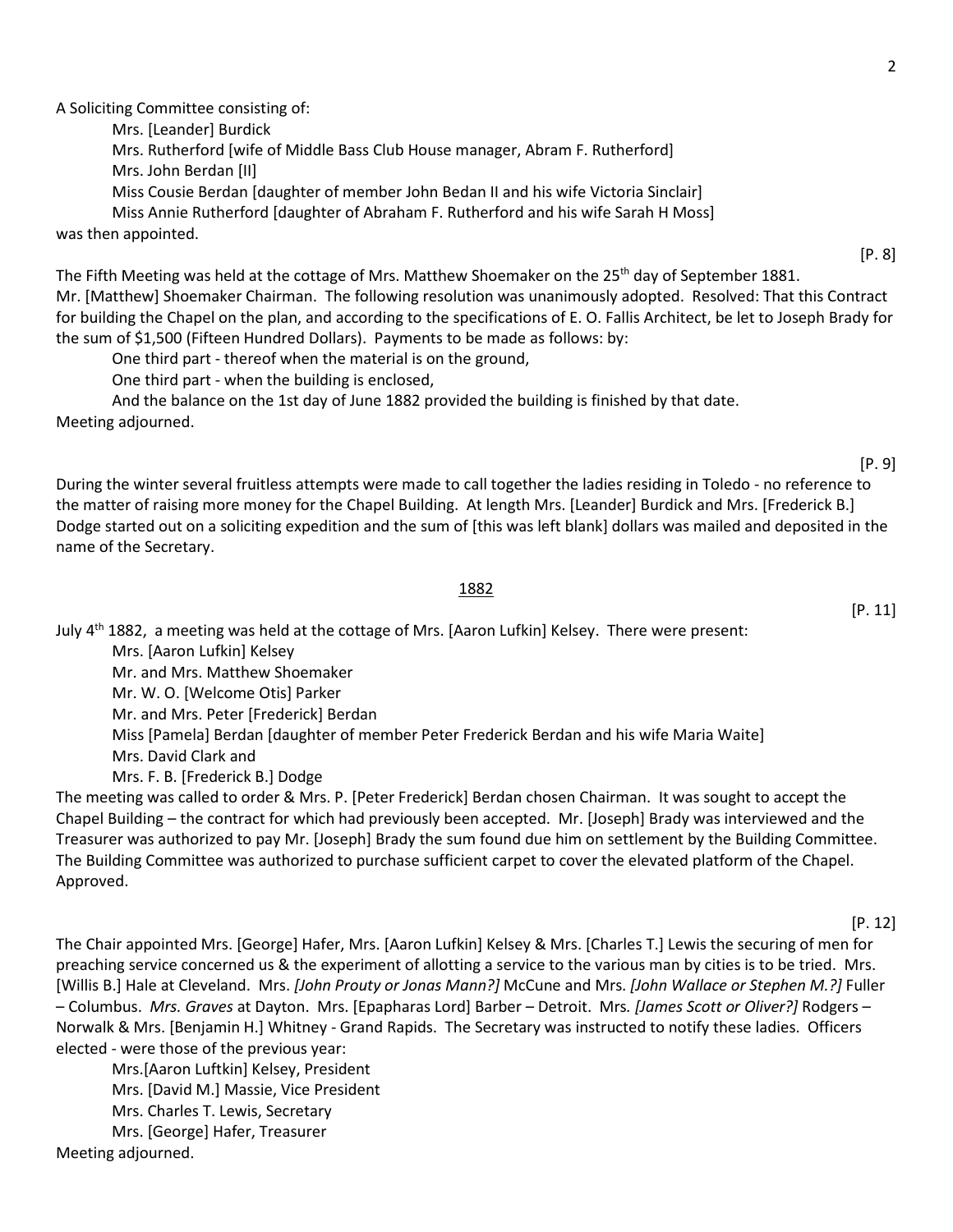A Soliciting Committee consisting of:

Mrs. [Leander] Burdick  
Mrs. Rutherford [wife of Middle Bass Club House manager, Abram F. Rutherford]  
Mrs. John Berdan [II]  
Miss Cousie Berdan [daughter of member John Bedan II and his wife Victoria Sinclair]  
Miss Annie Rutherford [daughter of Abraham F. Rutherford and his wife Sarah H Moss]

was then appointed.

[P. 8]

The Fifth Meeting was held at the cottage of Mrs. Matthew Shoemaker on the 25th day of September 1881. Mr. [Matthew] Shoemaker Chairman. The following resolution was unanimously adopted. Resolved: That this Contract for building the Chapel on the plan, and according to the specifications of E. O. Fallis Architect, be let to Joseph Brady for the sum of $1,500 (Fifteen Hundred Dollars). Payments to be made as follows: by:

One third part - thereof when the material is on the ground,  
One third part - when the building is enclosed,  
And the balance on the 1st day of June 1882 provided the building is finished by that date.

Meeting adjourned.

[P. 9]

During the winter several fruitless attempts were made to call together the ladies residing in Toledo - no reference to the matter of raising more money for the Chapel Building. At length Mrs. [Leander] Burdick and Mrs. [Frederick B.] Dodge started out on a soliciting expedition and the sum of [this was left blank] dollars was mailed and deposited in the name of the Secretary.

## 1882

[P. 11]

July 4th 1882, a meeting was held at the cottage of Mrs. [Aaron Lufkin] Kelsey. There were present:

Mrs. [Aaron Lufkin] Kelsey  
Mr. and Mrs. Matthew Shoemaker  
Mr. W. O. [Welcome Otis] Parker  
Mr. and Mrs. Peter [Frederick] Berdan  
Miss [Pamela] Berdan [daughter of member Peter Frederick Berdan and his wife Maria Waite]  
Mrs. David Clark and  
Mrs. F. B. [Frederick B.] Dodge

The meeting was called to order & Mrs. P. [Peter Frederick] Berdan chosen Chairman. It was sought to accept the Chapel Building – the contract for which had previously been accepted. Mr. [Joseph] Brady was interviewed and the Treasurer was authorized to pay Mr. [Joseph] Brady the sum found due him on settlement by the Building Committee. The Building Committee was authorized to purchase sufficient carpet to cover the elevated platform of the Chapel. Approved.

[P. 12]

The Chair appointed Mrs. [George] Hafer, Mrs. [Aaron Lufkin] Kelsey & Mrs. [Charles T.] Lewis the securing of men for preaching service concerned us & the experiment of allotting a service to the various man by cities is to be tried. Mrs. [Willis B.] Hale at Cleveland. Mrs. *[John Prouty or Jonas Mann?]* McCune and Mrs. *[John Wallace or Stephen M.?]* Fuller – Columbus. *Mrs. Graves* at Dayton. Mrs. [Epapharas Lord] Barber – Detroit. Mrs. *[James Scott or Oliver?]* Rodgers – Norwalk & Mrs. [Benjamin H.] Whitney - Grand Rapids. The Secretary was instructed to notify these ladies. Officers elected - were those of the previous year:

Mrs.[Aaron Luftkin] Kelsey, President  
Mrs. [David M.] Massie, Vice President  
Mrs. Charles T. Lewis, Secretary  
Mrs. [George] Hafer, Treasurer

Meeting adjourned.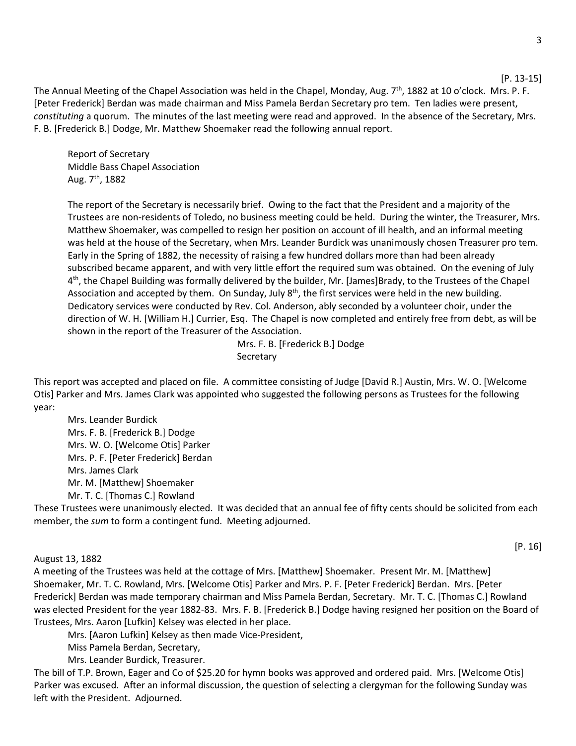[P. 13-15]

The Annual Meeting of the Chapel Association was held in the Chapel, Monday, Aug. 7th, 1882 at 10 o'clock. Mrs. P. F. [Peter Frederick] Berdan was made chairman and Miss Pamela Berdan Secretary pro tem. Ten ladies were present, *constituting* a quorum. The minutes of the last meeting were read and approved. In the absence of the Secretary, Mrs. F. B. [Frederick B.] Dodge, Mr. Matthew Shoemaker read the following annual report.

> Report of Secretary
> Middle Bass Chapel Association
> Aug. 7th, 1882
>
> The report of the Secretary is necessarily brief. Owing to the fact that the President and a majority of the Trustees are non-residents of Toledo, no business meeting could be held. During the winter, the Treasurer, Mrs. Matthew Shoemaker, was compelled to resign her position on account of ill health, and an informal meeting was held at the house of the Secretary, when Mrs. Leander Burdick was unanimously chosen Treasurer pro tem. Early in the Spring of 1882, the necessity of raising a few hundred dollars more than had been already subscribed became apparent, and with very little effort the required sum was obtained. On the evening of July 4th, the Chapel Building was formally delivered by the builder, Mr. [James]Brady, to the Trustees of the Chapel Association and accepted by them. On Sunday, July 8th, the first services were held in the new building. Dedicatory services were conducted by Rev. Col. Anderson, ably seconded by a volunteer choir, under the direction of W. H. [William H.] Currier, Esq. The Chapel is now completed and entirely free from debt, as will be shown in the report of the Treasurer of the Association.
>
> Mrs. F. B. [Frederick B.] Dodge
> Secretary

This report was accepted and placed on file. A committee consisting of Judge [David R.] Austin, Mrs. W. O. [Welcome Otis] Parker and Mrs. James Clark was appointed who suggested the following persons as Trustees for the following year:

Mrs. Leander Burdick
Mrs. F. B. [Frederick B.] Dodge
Mrs. W. O. [Welcome Otis] Parker
Mrs. P. F. [Peter Frederick] Berdan
Mrs. James Clark
Mr. M. [Matthew] Shoemaker
Mr. T. C. [Thomas C.] Rowland

These Trustees were unanimously elected. It was decided that an annual fee of fifty cents should be solicited from each member, the *sum* to form a contingent fund. Meeting adjourned.

[P. 16]

August 13, 1882

A meeting of the Trustees was held at the cottage of Mrs. [Matthew] Shoemaker. Present Mr. M. [Matthew] Shoemaker, Mr. T. C. Rowland, Mrs. [Welcome Otis] Parker and Mrs. P. F. [Peter Frederick] Berdan. Mrs. [Peter Frederick] Berdan was made temporary chairman and Miss Pamela Berdan, Secretary. Mr. T. C. [Thomas C.] Rowland was elected President for the year 1882-83. Mrs. F. B. [Frederick B.] Dodge having resigned her position on the Board of Trustees, Mrs. Aaron [Lufkin] Kelsey was elected in her place.

Mrs. [Aaron Lufkin] Kelsey as then made Vice-President,
Miss Pamela Berdan, Secretary,
Mrs. Leander Burdick, Treasurer.

The bill of T.P. Brown, Eager and Co of $25.20 for hymn books was approved and ordered paid. Mrs. [Welcome Otis] Parker was excused. After an informal discussion, the question of selecting a clergyman for the following Sunday was left with the President. Adjourned.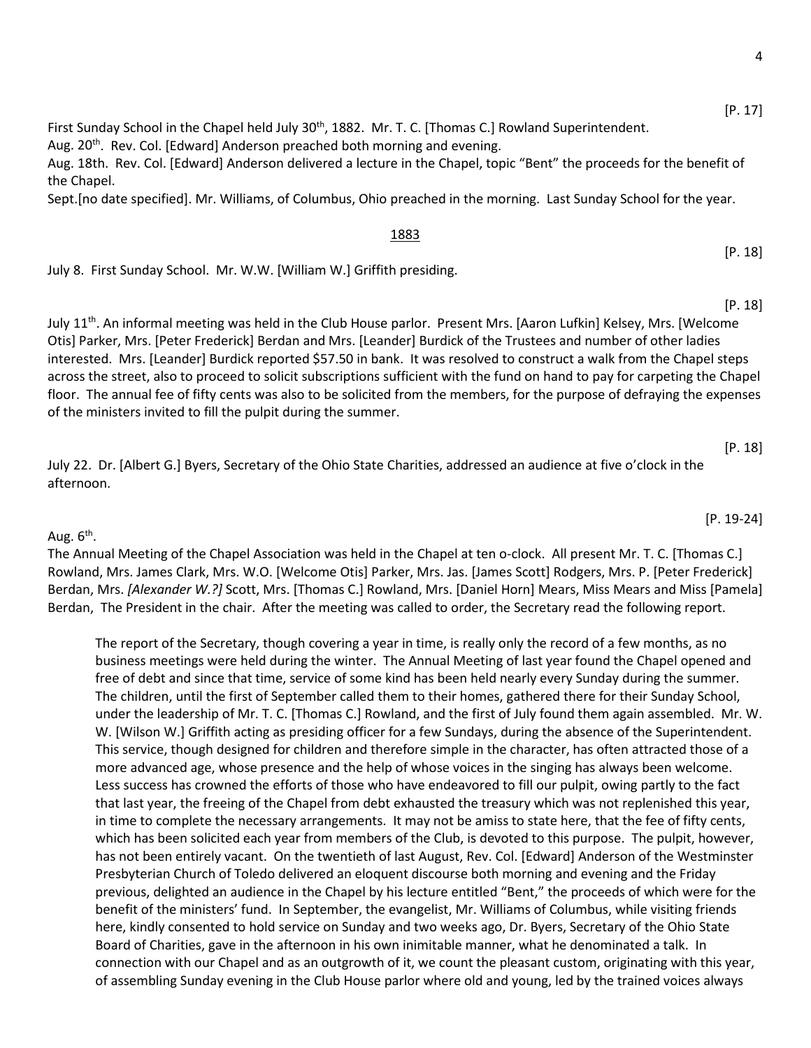[P. 17]

First Sunday School in the Chapel held July 30th, 1882. Mr. T. C. [Thomas C.] Rowland Superintendent.
Aug. 20th. Rev. Col. [Edward] Anderson preached both morning and evening.
Aug. 18th. Rev. Col. [Edward] Anderson delivered a lecture in the Chapel, topic "Bent" the proceeds for the benefit of the Chapel.
Sept.[no date specified]. Mr. Williams, of Columbus, Ohio preached in the morning. Last Sunday School for the year.

1883

[P. 18]

July 8. First Sunday School. Mr. W.W. [William W.] Griffith presiding.

[P. 18]

July 11th. An informal meeting was held in the Club House parlor. Present Mrs. [Aaron Lufkin] Kelsey, Mrs. [Welcome Otis] Parker, Mrs. [Peter Frederick] Berdan and Mrs. [Leander] Burdick of the Trustees and number of other ladies interested. Mrs. [Leander] Burdick reported $57.50 in bank. It was resolved to construct a walk from the Chapel steps across the street, also to proceed to solicit subscriptions sufficient with the fund on hand to pay for carpeting the Chapel floor. The annual fee of fifty cents was also to be solicited from the members, for the purpose of defraying the expenses of the ministers invited to fill the pulpit during the summer.

[P. 18]

July 22. Dr. [Albert G.] Byers, Secretary of the Ohio State Charities, addressed an audience at five o'clock in the afternoon.

[P. 19-24]

Aug. 6th.
The Annual Meeting of the Chapel Association was held in the Chapel at ten o-clock. All present Mr. T. C. [Thomas C.] Rowland, Mrs. James Clark, Mrs. W.O. [Welcome Otis] Parker, Mrs. Jas. [James Scott] Rodgers, Mrs. P. [Peter Frederick] Berdan, Mrs. *[Alexander W.?]* Scott, Mrs. [Thomas C.] Rowland, Mrs. [Daniel Horn] Mears, Miss Mears and Miss [Pamela] Berdan, The President in the chair. After the meeting was called to order, the Secretary read the following report.

> The report of the Secretary, though covering a year in time, is really only the record of a few months, as no business meetings were held during the winter. The Annual Meeting of last year found the Chapel opened and free of debt and since that time, service of some kind has been held nearly every Sunday during the summer. The children, until the first of September called them to their homes, gathered there for their Sunday School, under the leadership of Mr. T. C. [Thomas C.] Rowland, and the first of July found them again assembled. Mr. W. W. [Wilson W.] Griffith acting as presiding officer for a few Sundays, during the absence of the Superintendent. This service, though designed for children and therefore simple in the character, has often attracted those of a more advanced age, whose presence and the help of whose voices in the singing has always been welcome. Less success has crowned the efforts of those who have endeavored to fill our pulpit, owing partly to the fact that last year, the freeing of the Chapel from debt exhausted the treasury which was not replenished this year, in time to complete the necessary arrangements. It may not be amiss to state here, that the fee of fifty cents, which has been solicited each year from members of the Club, is devoted to this purpose. The pulpit, however, has not been entirely vacant. On the twentieth of last August, Rev. Col. [Edward] Anderson of the Westminster Presbyterian Church of Toledo delivered an eloquent discourse both morning and evening and the Friday previous, delighted an audience in the Chapel by his lecture entitled "Bent," the proceeds of which were for the benefit of the ministers' fund. In September, the evangelist, Mr. Williams of Columbus, while visiting friends here, kindly consented to hold service on Sunday and two weeks ago, Dr. Byers, Secretary of the Ohio State Board of Charities, gave in the afternoon in his own inimitable manner, what he denominated a talk. In connection with our Chapel and as an outgrowth of it, we count the pleasant custom, originating with this year, of assembling Sunday evening in the Club House parlor where old and young, led by the trained voices always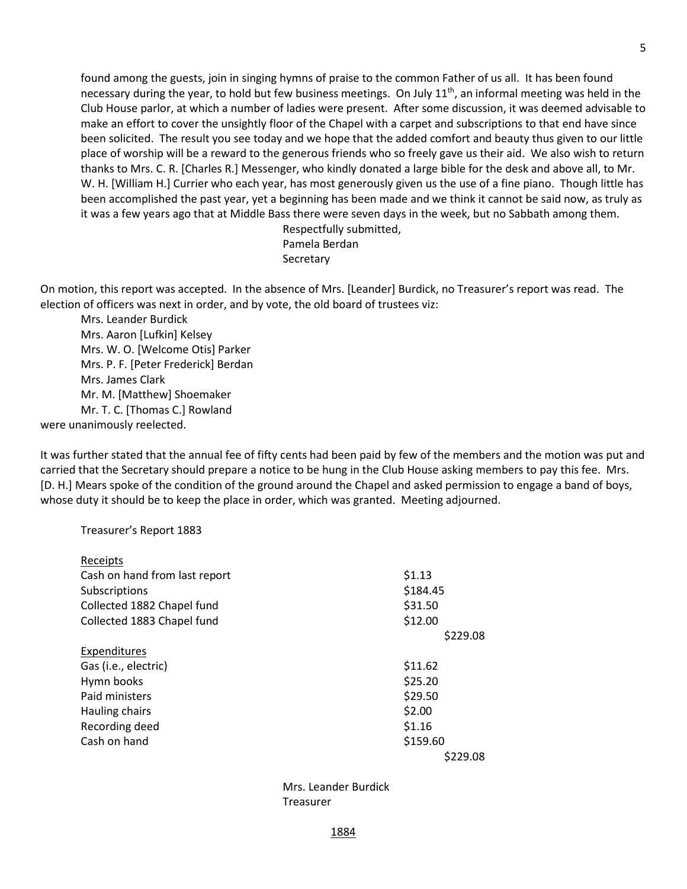found among the guests, join in singing hymns of praise to the common Father of us all. It has been found necessary during the year, to hold but few business meetings. On July 11th, an informal meeting was held in the Club House parlor, at which a number of ladies were present. After some discussion, it was deemed advisable to make an effort to cover the unsightly floor of the Chapel with a carpet and subscriptions to that end have since been solicited. The result you see today and we hope that the added comfort and beauty thus given to our little place of worship will be a reward to the generous friends who so freely gave us their aid. We also wish to return thanks to Mrs. C. R. [Charles R.] Messenger, who kindly donated a large bible for the desk and above all, to Mr. W. H. [William H.] Currier who each year, has most generously given us the use of a fine piano. Though little has been accomplished the past year, yet a beginning has been made and we think it cannot be said now, as truly as it was a few years ago that at Middle Bass there were seven days in the week, but no Sabbath among them.

Respectfully submitted,
Pamela Berdan
Secretary

On motion, this report was accepted. In the absence of Mrs. [Leander] Burdick, no Treasurer's report was read. The election of officers was next in order, and by vote, the old board of trustees viz:

Mrs. Leander Burdick
Mrs. Aaron [Lufkin] Kelsey
Mrs. W. O. [Welcome Otis] Parker
Mrs. P. F. [Peter Frederick] Berdan
Mrs. James Clark
Mr. M. [Matthew] Shoemaker
Mr. T. C. [Thomas C.] Rowland

were unanimously reelected.

It was further stated that the annual fee of fifty cents had been paid by few of the members and the motion was put and carried that the Secretary should prepare a notice to be hung in the Club House asking members to pay this fee. Mrs. [D. H.] Mears spoke of the condition of the ground around the Chapel and asked permission to engage a band of boys, whose duty it should be to keep the place in order, which was granted. Meeting adjourned.

Treasurer's Report 1883

| Receipts | | |
|---|---|---|
| Cash on hand from last report | $1.13 | |
| Subscriptions | $184.45 | |
| Collected 1882 Chapel fund | $31.50 | |
| Collected 1883 Chapel fund | $12.00 | |
| | | $229.08 |
| **Expenditures** | | |
| Gas (i.e., electric) | $11.62 | |
| Hymn books | $25.20 | |
| Paid ministers | $29.50 | |
| Hauling chairs | $2.00 | |
| Recording deed | $1.16 | |
| Cash on hand | $159.60 | |
| | | $229.08 |

Mrs. Leander Burdick
Treasurer

## 1884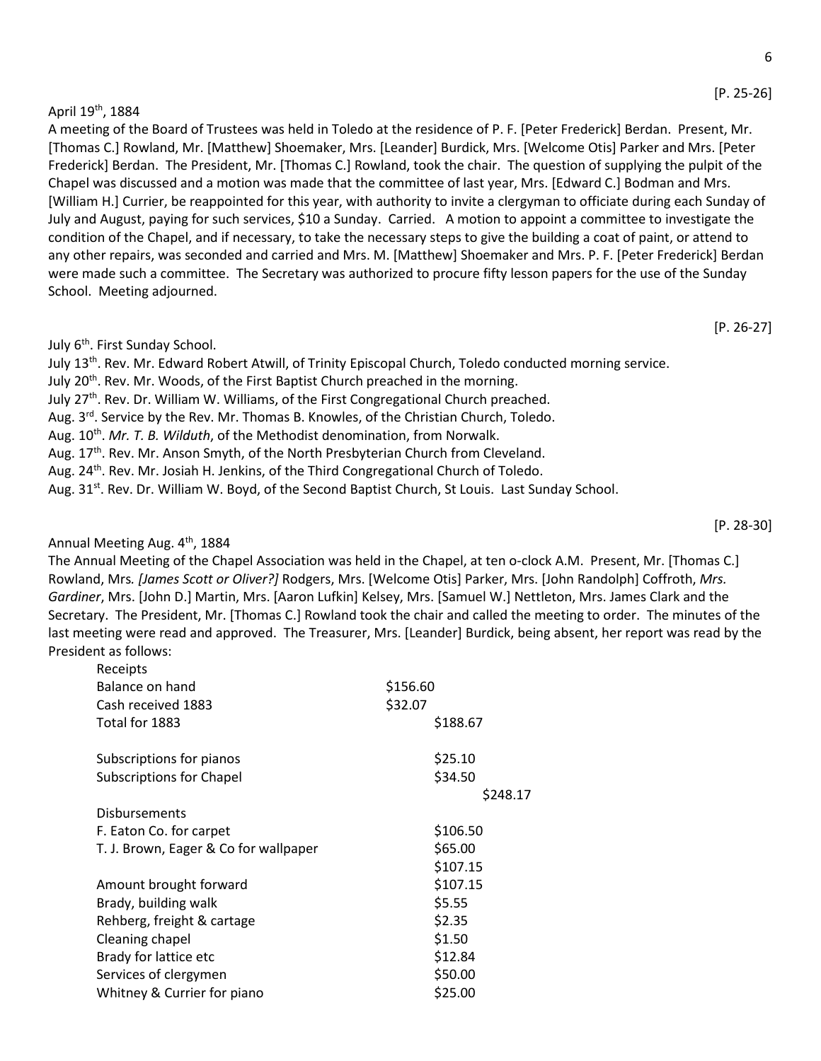[P. 25-26]

April 19th, 1884
A meeting of the Board of Trustees was held in Toledo at the residence of P. F. [Peter Frederick] Berdan. Present, Mr. [Thomas C.] Rowland, Mr. [Matthew] Shoemaker, Mrs. [Leander] Burdick, Mrs. [Welcome Otis] Parker and Mrs. [Peter Frederick] Berdan. The President, Mr. [Thomas C.] Rowland, took the chair. The question of supplying the pulpit of the Chapel was discussed and a motion was made that the committee of last year, Mrs. [Edward C.] Bodman and Mrs. [William H.] Currier, be reappointed for this year, with authority to invite a clergyman to officiate during each Sunday of July and August, paying for such services, $10 a Sunday. Carried. A motion to appoint a committee to investigate the condition of the Chapel, and if necessary, to take the necessary steps to give the building a coat of paint, or attend to any other repairs, was seconded and carried and Mrs. M. [Matthew] Shoemaker and Mrs. P. F. [Peter Frederick] Berdan were made such a committee. The Secretary was authorized to procure fifty lesson papers for the use of the Sunday School. Meeting adjourned.

[P. 26-27]

July 6th. First Sunday School.
July 13th. Rev. Mr. Edward Robert Atwill, of Trinity Episcopal Church, Toledo conducted morning service.
July 20th. Rev. Mr. Woods, of the First Baptist Church preached in the morning.
July 27th. Rev. Dr. William W. Williams, of the First Congregational Church preached.
Aug. 3rd. Service by the Rev. Mr. Thomas B. Knowles, of the Christian Church, Toledo.
Aug. 10th. *Mr. T. B. Wilduth*, of the Methodist denomination, from Norwalk.
Aug. 17th. Rev. Mr. Anson Smyth, of the North Presbyterian Church from Cleveland.
Aug. 24th. Rev. Mr. Josiah H. Jenkins, of the Third Congregational Church of Toledo.
Aug. 31st. Rev. Dr. William W. Boyd, of the Second Baptist Church, St Louis. Last Sunday School.

[P. 28-30]

Annual Meeting Aug. 4th, 1884
The Annual Meeting of the Chapel Association was held in the Chapel, at ten o-clock A.M. Present, Mr. [Thomas C.] Rowland, Mrs. *[James Scott or Oliver?]* Rodgers, Mrs. [Welcome Otis] Parker, Mrs. [John Randolph] Coffroth, *Mrs. Gardiner*, Mrs. [John D.] Martin, Mrs. [Aaron Lufkin] Kelsey, Mrs. [Samuel W.] Nettleton, Mrs. James Clark and the Secretary. The President, Mr. [Thomas C.] Rowland took the chair and called the meeting to order. The minutes of the last meeting were read and approved. The Treasurer, Mrs. [Leander] Burdick, being absent, her report was read by the President as follows:

| | | | |
|---|---|---|---|
| Receipts | | | |
| Balance on hand | $156.60 | | |
| Cash received 1883 | $32.07 | | |
| Total for 1883 | | $188.67 | |
| Subscriptions for pianos | | $25.10 | |
| Subscriptions for Chapel | | $34.50 | |
| | | | $248.17 |
| Disbursements | | | |
| F. Eaton Co. for carpet | | $106.50 | |
| T. J. Brown, Eager & Co for wallpaper | | $65.00 | |
| | | $107.15 | |
| Amount brought forward | | $107.15 | |
| Brady, building walk | | $5.55 | |
| Rehberg, freight & cartage | | $2.35 | |
| Cleaning chapel | | $1.50 | |
| Brady for lattice etc | | $12.84 | |
| Services of clergymen | | $50.00 | |
| Whitney & Currier for piano | | $25.00 | |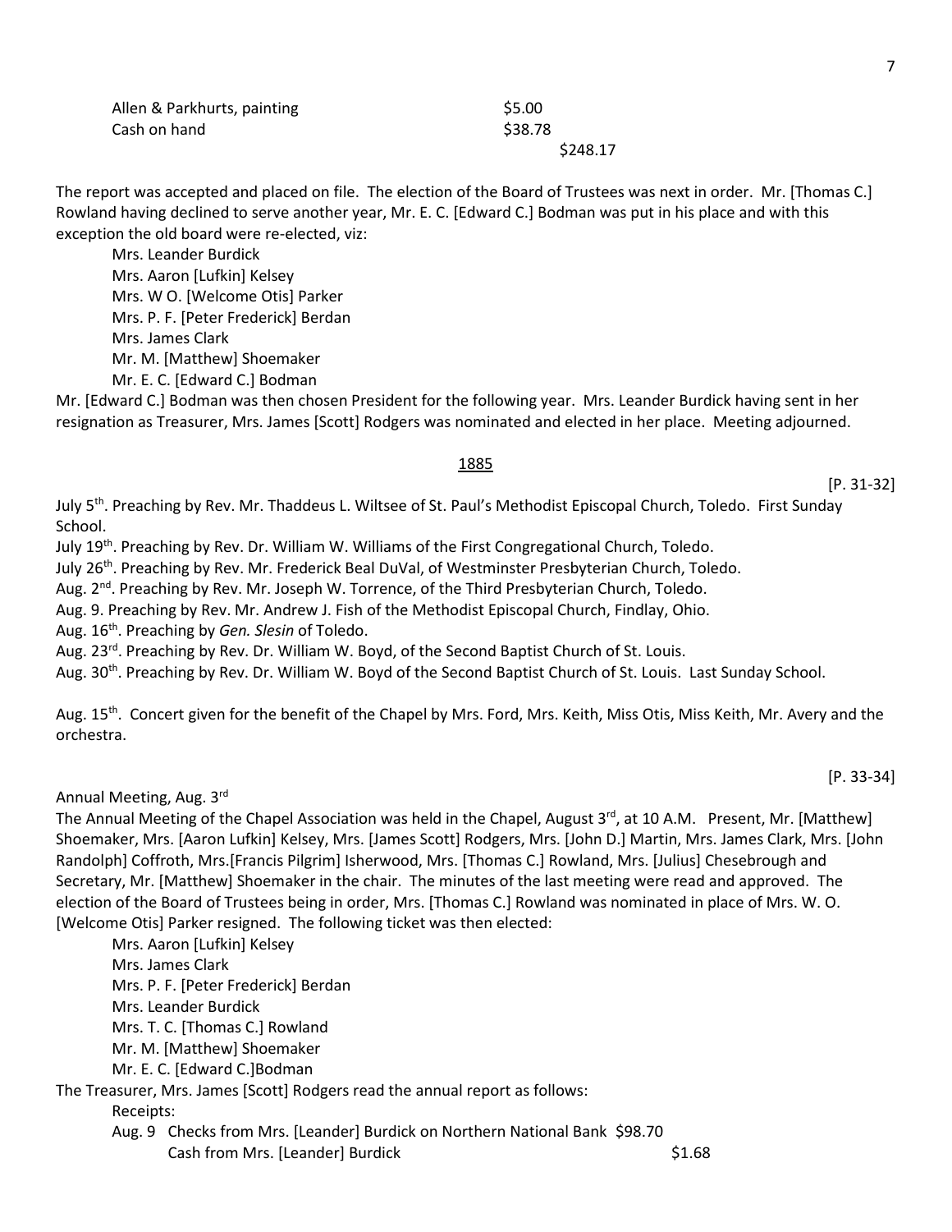| | | |
|---|---|---|
| Allen & Parkhurts, painting | $5.00 | |
| Cash on hand | $38.78 | |
| | | $248.17 |

The report was accepted and placed on file. The election of the Board of Trustees was next in order. Mr. [Thomas C.] Rowland having declined to serve another year, Mr. E. C. [Edward C.] Bodman was put in his place and with this exception the old board were re-elected, viz:

Mrs. Leander Burdick
Mrs. Aaron [Lufkin] Kelsey
Mrs. W O. [Welcome Otis] Parker
Mrs. P. F. [Peter Frederick] Berdan
Mrs. James Clark
Mr. M. [Matthew] Shoemaker
Mr. E. C. [Edward C.] Bodman

Mr. [Edward C.] Bodman was then chosen President for the following year. Mrs. Leander Burdick having sent in her resignation as Treasurer, Mrs. James [Scott] Rodgers was nominated and elected in her place. Meeting adjourned.

## 1885

[P. 31-32]

July 5th. Preaching by Rev. Mr. Thaddeus L. Wiltsee of St. Paul's Methodist Episcopal Church, Toledo. First Sunday School.
July 19th. Preaching by Rev. Dr. William W. Williams of the First Congregational Church, Toledo.
July 26th. Preaching by Rev. Mr. Frederick Beal DuVal, of Westminster Presbyterian Church, Toledo.
Aug. 2nd. Preaching by Rev. Mr. Joseph W. Torrence, of the Third Presbyterian Church, Toledo.
Aug. 9. Preaching by Rev. Mr. Andrew J. Fish of the Methodist Episcopal Church, Findlay, Ohio.
Aug. 16th. Preaching by *Gen. Slesin* of Toledo.
Aug. 23rd. Preaching by Rev. Dr. William W. Boyd, of the Second Baptist Church of St. Louis.
Aug. 30th. Preaching by Rev. Dr. William W. Boyd of the Second Baptist Church of St. Louis. Last Sunday School.

Aug. 15th. Concert given for the benefit of the Chapel by Mrs. Ford, Mrs. Keith, Miss Otis, Miss Keith, Mr. Avery and the orchestra.

[P. 33-34]

Annual Meeting, Aug. 3rd

The Annual Meeting of the Chapel Association was held in the Chapel, August 3rd, at 10 A.M. Present, Mr. [Matthew] Shoemaker, Mrs. [Aaron Lufkin] Kelsey, Mrs. [James Scott] Rodgers, Mrs. [John D.] Martin, Mrs. James Clark, Mrs. [John Randolph] Coffroth, Mrs.[Francis Pilgrim] Isherwood, Mrs. [Thomas C.] Rowland, Mrs. [Julius] Chesebrough and Secretary, Mr. [Matthew] Shoemaker in the chair. The minutes of the last meeting were read and approved. The election of the Board of Trustees being in order, Mrs. [Thomas C.] Rowland was nominated in place of Mrs. W. O. [Welcome Otis] Parker resigned. The following ticket was then elected:

Mrs. Aaron [Lufkin] Kelsey
Mrs. James Clark
Mrs. P. F. [Peter Frederick] Berdan
Mrs. Leander Burdick
Mrs. T. C. [Thomas C.] Rowland
Mr. M. [Matthew] Shoemaker
Mr. E. C. [Edward C.]Bodman

The Treasurer, Mrs. James [Scott] Rodgers read the annual report as follows:

Receipts:

| | | |
|---|---|---|
| Aug. 9 | Checks from Mrs. [Leander] Burdick on Northern National Bank | $98.70 |
| | Cash from Mrs. [Leander] Burdick | $1.68 |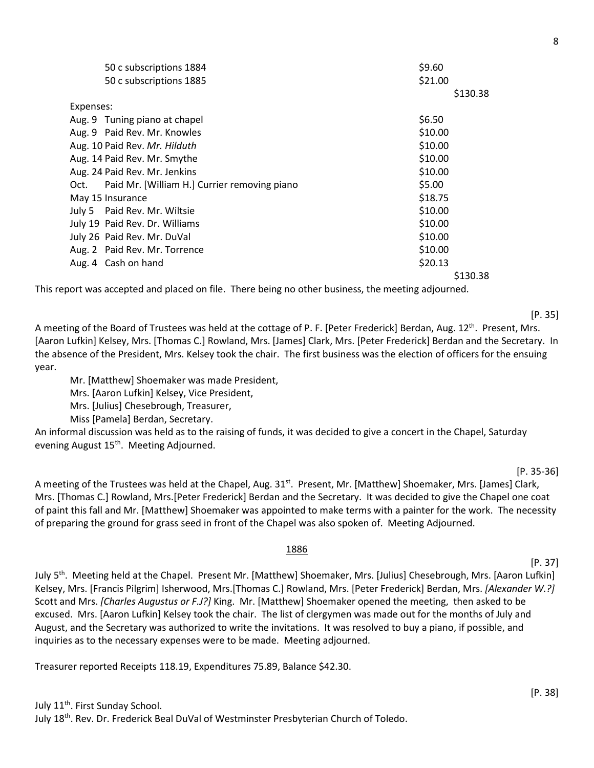| | | |
|---|---|---|
| 50 c subscriptions 1884 | $9.60 | |
| 50 c subscriptions 1885 | $21.00 | |
| | | $130.38 |
| Expenses: | | |
| Aug. 9 Tuning piano at chapel | $6.50 | |
| Aug. 9 Paid Rev. Mr. Knowles | $10.00 | |
| Aug. 10 Paid Rev. *Mr. Hilduth* | $10.00 | |
| Aug. 14 Paid Rev. Mr. Smythe | $10.00 | |
| Aug. 24 Paid Rev. Mr. Jenkins | $10.00 | |
| Oct. Paid Mr. [William H.] Currier removing piano | $5.00 | |
| May 15 Insurance | $18.75 | |
| July 5 Paid Rev. Mr. Wiltsie | $10.00 | |
| July 19 Paid Rev. Dr. Williams | $10.00 | |
| July 26 Paid Rev. Mr. DuVal | $10.00 | |
| Aug. 2 Paid Rev. Mr. Torrence | $10.00 | |
| Aug. 4 Cash on hand | $20.13 | |
| | | $130.38 |

This report was accepted and placed on file. There being no other business, the meeting adjourned.

[P. 35]

A meeting of the Board of Trustees was held at the cottage of P. F. [Peter Frederick] Berdan, Aug. 12th. Present, Mrs. [Aaron Lufkin] Kelsey, Mrs. [Thomas C.] Rowland, Mrs. [James] Clark, Mrs. [Peter Frederick] Berdan and the Secretary. In the absence of the President, Mrs. Kelsey took the chair. The first business was the election of officers for the ensuing year.

Mr. [Matthew] Shoemaker was made President,
Mrs. [Aaron Lufkin] Kelsey, Vice President,
Mrs. [Julius] Chesebrough, Treasurer,
Miss [Pamela] Berdan, Secretary.

An informal discussion was held as to the raising of funds, it was decided to give a concert in the Chapel, Saturday evening August 15th. Meeting Adjourned.

[P. 35-36]

A meeting of the Trustees was held at the Chapel, Aug. 31st. Present, Mr. [Matthew] Shoemaker, Mrs. [James] Clark, Mrs. [Thomas C.] Rowland, Mrs.[Peter Frederick] Berdan and the Secretary. It was decided to give the Chapel one coat of paint this fall and Mr. [Matthew] Shoemaker was appointed to make terms with a painter for the work. The necessity of preparing the ground for grass seed in front of the Chapel was also spoken of. Meeting Adjourned.

## 1886

[P. 37]

July 5th. Meeting held at the Chapel. Present Mr. [Matthew] Shoemaker, Mrs. [Julius] Chesebrough, Mrs. [Aaron Lufkin] Kelsey, Mrs. [Francis Pilgrim] Isherwood, Mrs.[Thomas C.] Rowland, Mrs. [Peter Frederick] Berdan, Mrs. *[Alexander W.?]* Scott and Mrs. *[Charles Augustus or F.J?]* King. Mr. [Matthew] Shoemaker opened the meeting, then asked to be excused. Mrs. [Aaron Lufkin] Kelsey took the chair. The list of clergymen was made out for the months of July and August, and the Secretary was authorized to write the invitations. It was resolved to buy a piano, if possible, and inquiries as to the necessary expenses were to be made. Meeting adjourned.

Treasurer reported Receipts 118.19, Expenditures 75.89, Balance $42.30.

[P. 38]

July 11th. First Sunday School.
July 18th. Rev. Dr. Frederick Beal DuVal of Westminster Presbyterian Church of Toledo.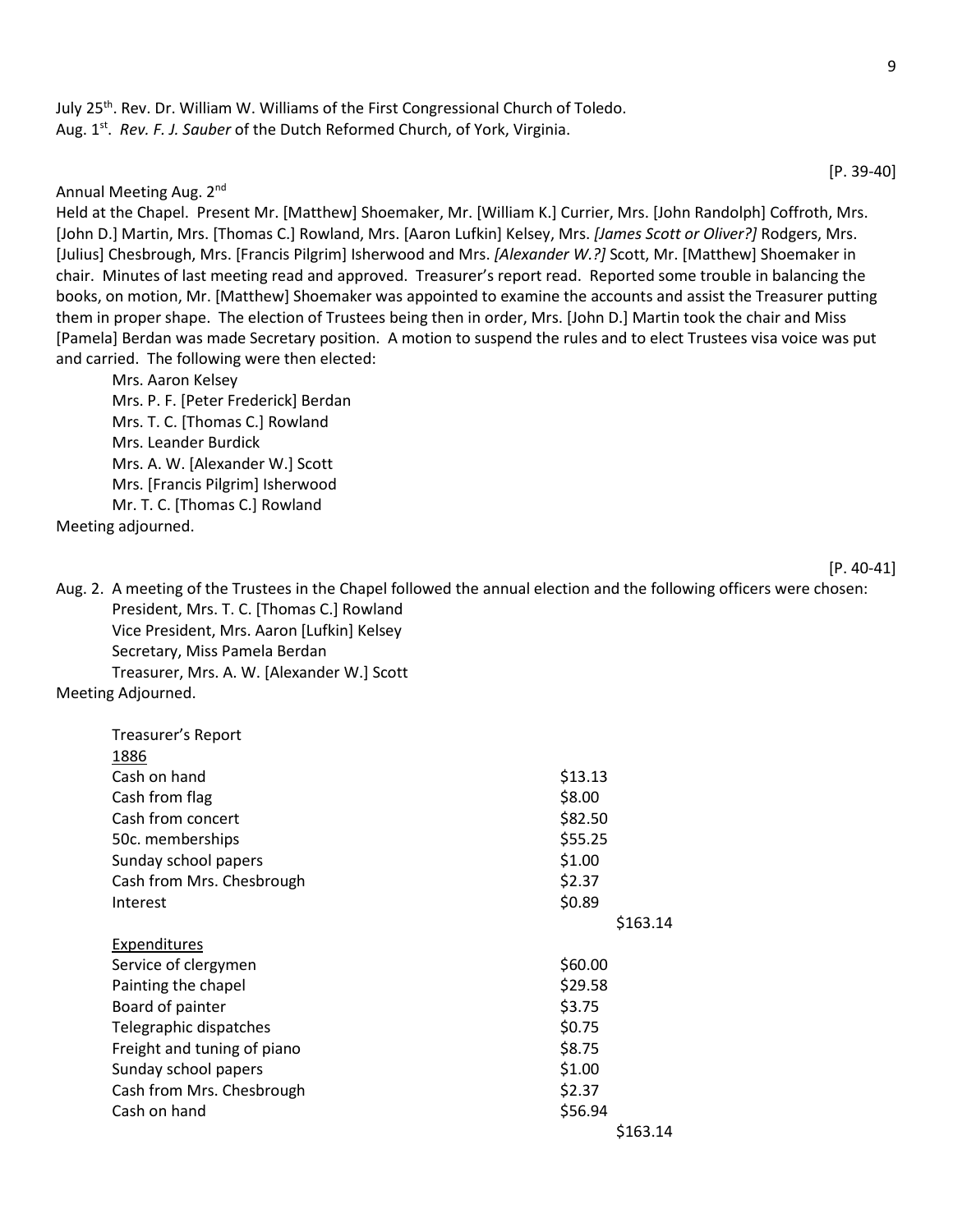July 25th. Rev. Dr. William W. Williams of the First Congregational Church of Toledo.
Aug. 1st. *Rev. F. J. Sauber* of the Dutch Reformed Church, of York, Virginia.

[P. 39-40]

Annual Meeting Aug. 2nd

Held at the Chapel. Present Mr. [Matthew] Shoemaker, Mr. [William K.] Currier, Mrs. [John Randolph] Coffroth, Mrs. [John D.] Martin, Mrs. [Thomas C.] Rowland, Mrs. [Aaron Lufkin] Kelsey, Mrs. *[James Scott or Oliver?]* Rodgers, Mrs. [Julius] Chesbrough, Mrs. [Francis Pilgrim] Isherwood and Mrs. *[Alexander W.?]* Scott, Mr. [Matthew] Shoemaker in chair. Minutes of last meeting read and approved. Treasurer's report read. Reported some trouble in balancing the books, on motion, Mr. [Matthew] Shoemaker was appointed to examine the accounts and assist the Treasurer putting them in proper shape. The election of Trustees being then in order, Mrs. [John D.] Martin took the chair and Miss [Pamela] Berdan was made Secretary position. A motion to suspend the rules and to elect Trustees visa voice was put and carried. The following were then elected:

Mrs. Aaron Kelsey
Mrs. P. F. [Peter Frederick] Berdan
Mrs. T. C. [Thomas C.] Rowland
Mrs. Leander Burdick
Mrs. A. W. [Alexander W.] Scott
Mrs. [Francis Pilgrim] Isherwood
Mr. T. C. [Thomas C.] Rowland

Meeting adjourned.

[P. 40-41]

Aug. 2. A meeting of the Trustees in the Chapel followed the annual election and the following officers were chosen:

President, Mrs. T. C. [Thomas C.] Rowland
Vice President, Mrs. Aaron [Lufkin] Kelsey
Secretary, Miss Pamela Berdan
Treasurer, Mrs. A. W. [Alexander W.] Scott

Meeting Adjourned.

| Treasurer's Report | | |
|---|---|---|
| 1886 | | |
| Cash on hand | $13.13 | |
| Cash from flag | $8.00 | |
| Cash from concert | $82.50 | |
| 50c. memberships | $55.25 | |
| Sunday school papers | $1.00 | |
| Cash from Mrs. Chesbrough | $2.37 | |
| Interest | $0.89 | |
| | | $163.14 |
| Expenditures | | |
| Service of clergymen | $60.00 | |
| Painting the chapel | $29.58 | |
| Board of painter | $3.75 | |
| Telegraphic dispatches | $0.75 | |
| Freight and tuning of piano | $8.75 | |
| Sunday school papers | $1.00 | |
| Cash from Mrs. Chesbrough | $2.37 | |
| Cash on hand | $56.94 | |
| | | $163.14 |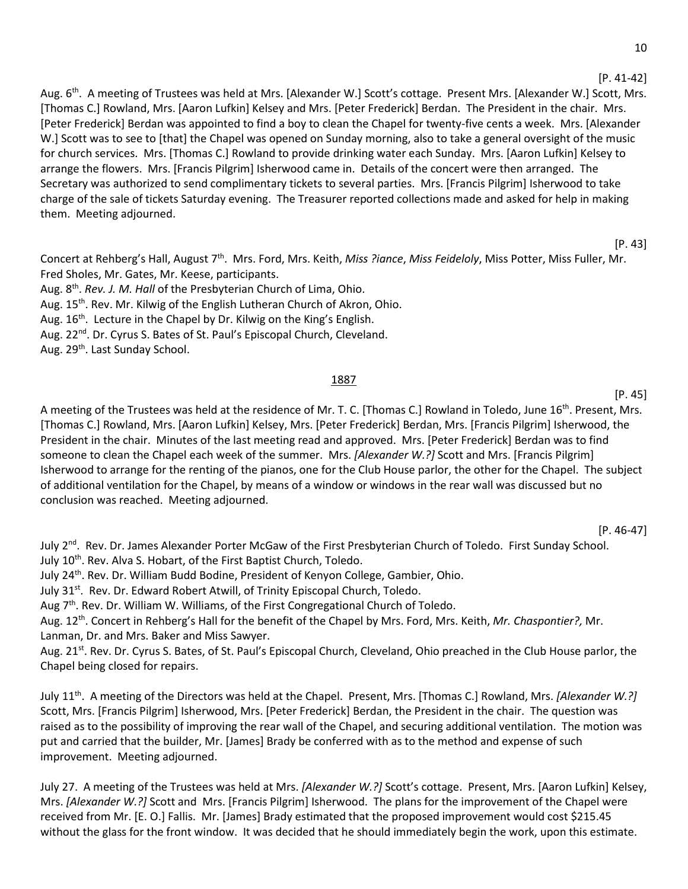[P. 41-42]

Aug. 6th. A meeting of Trustees was held at Mrs. [Alexander W.] Scott's cottage. Present Mrs. [Alexander W.] Scott, Mrs. [Thomas C.] Rowland, Mrs. [Aaron Lufkin] Kelsey and Mrs. [Peter Frederick] Berdan. The President in the chair. Mrs. [Peter Frederick] Berdan was appointed to find a boy to clean the Chapel for twenty-five cents a week. Mrs. [Alexander W.] Scott was to see to [that] the Chapel was opened on Sunday morning, also to take a general oversight of the music for church services. Mrs. [Thomas C.] Rowland to provide drinking water each Sunday. Mrs. [Aaron Lufkin] Kelsey to arrange the flowers. Mrs. [Francis Pilgrim] Isherwood came in. Details of the concert were then arranged. The Secretary was authorized to send complimentary tickets to several parties. Mrs. [Francis Pilgrim] Isherwood to take charge of the sale of tickets Saturday evening. The Treasurer reported collections made and asked for help in making them. Meeting adjourned.

[P. 43]

Concert at Rehberg's Hall, August 7th. Mrs. Ford, Mrs. Keith, *Miss ?iance*, *Miss Feideloly*, Miss Potter, Miss Fuller, Mr. Fred Sholes, Mr. Gates, Mr. Keese, participants.
Aug. 8th. *Rev. J. M. Hall* of the Presbyterian Church of Lima, Ohio.
Aug. 15th. Rev. Mr. Kilwig of the English Lutheran Church of Akron, Ohio.
Aug. 16th. Lecture in the Chapel by Dr. Kilwig on the King's English.
Aug. 22nd. Dr. Cyrus S. Bates of St. Paul's Episcopal Church, Cleveland.
Aug. 29th. Last Sunday School.

## 1887

[P. 45]

A meeting of the Trustees was held at the residence of Mr. T. C. [Thomas C.] Rowland in Toledo, June 16th. Present, Mrs. [Thomas C.] Rowland, Mrs. [Aaron Lufkin] Kelsey, Mrs. [Peter Frederick] Berdan, Mrs. [Francis Pilgrim] Isherwood, the President in the chair. Minutes of the last meeting read and approved. Mrs. [Peter Frederick] Berdan was to find someone to clean the Chapel each week of the summer. Mrs. *[Alexander W.?]* Scott and Mrs. [Francis Pilgrim] Isherwood to arrange for the renting of the pianos, one for the Club House parlor, the other for the Chapel. The subject of additional ventilation for the Chapel, by means of a window or windows in the rear wall was discussed but no conclusion was reached. Meeting adjourned.

[P. 46-47]

July 2nd. Rev. Dr. James Alexander Porter McGaw of the First Presbyterian Church of Toledo. First Sunday School.
July 10th. Rev. Alva S. Hobart, of the First Baptist Church, Toledo.
July 24th. Rev. Dr. William Budd Bodine, President of Kenyon College, Gambier, Ohio.
July 31st. Rev. Dr. Edward Robert Atwill, of Trinity Episcopal Church, Toledo.
Aug 7th. Rev. Dr. William W. Williams, of the First Congregational Church of Toledo.
Aug. 12th. Concert in Rehberg's Hall for the benefit of the Chapel by Mrs. Ford, Mrs. Keith, *Mr. Chaspontier?,* Mr. Lanman, Dr. and Mrs. Baker and Miss Sawyer.
Aug. 21st. Rev. Dr. Cyrus S. Bates, of St. Paul's Episcopal Church, Cleveland, Ohio preached in the Club House parlor, the Chapel being closed for repairs.

July 11th. A meeting of the Directors was held at the Chapel. Present, Mrs. [Thomas C.] Rowland, Mrs. *[Alexander W.?]* Scott, Mrs. [Francis Pilgrim] Isherwood, Mrs. [Peter Frederick] Berdan, the President in the chair. The question was raised as to the possibility of improving the rear wall of the Chapel, and securing additional ventilation. The motion was put and carried that the builder, Mr. [James] Brady be conferred with as to the method and expense of such improvement. Meeting adjourned.

July 27. A meeting of the Trustees was held at Mrs. *[Alexander W.?]* Scott's cottage. Present, Mrs. [Aaron Lufkin] Kelsey, Mrs. *[Alexander W.?]* Scott and Mrs. [Francis Pilgrim] Isherwood. The plans for the improvement of the Chapel were received from Mr. [E. O.] Fallis. Mr. [James] Brady estimated that the proposed improvement would cost $215.45 without the glass for the front window. It was decided that he should immediately begin the work, upon this estimate.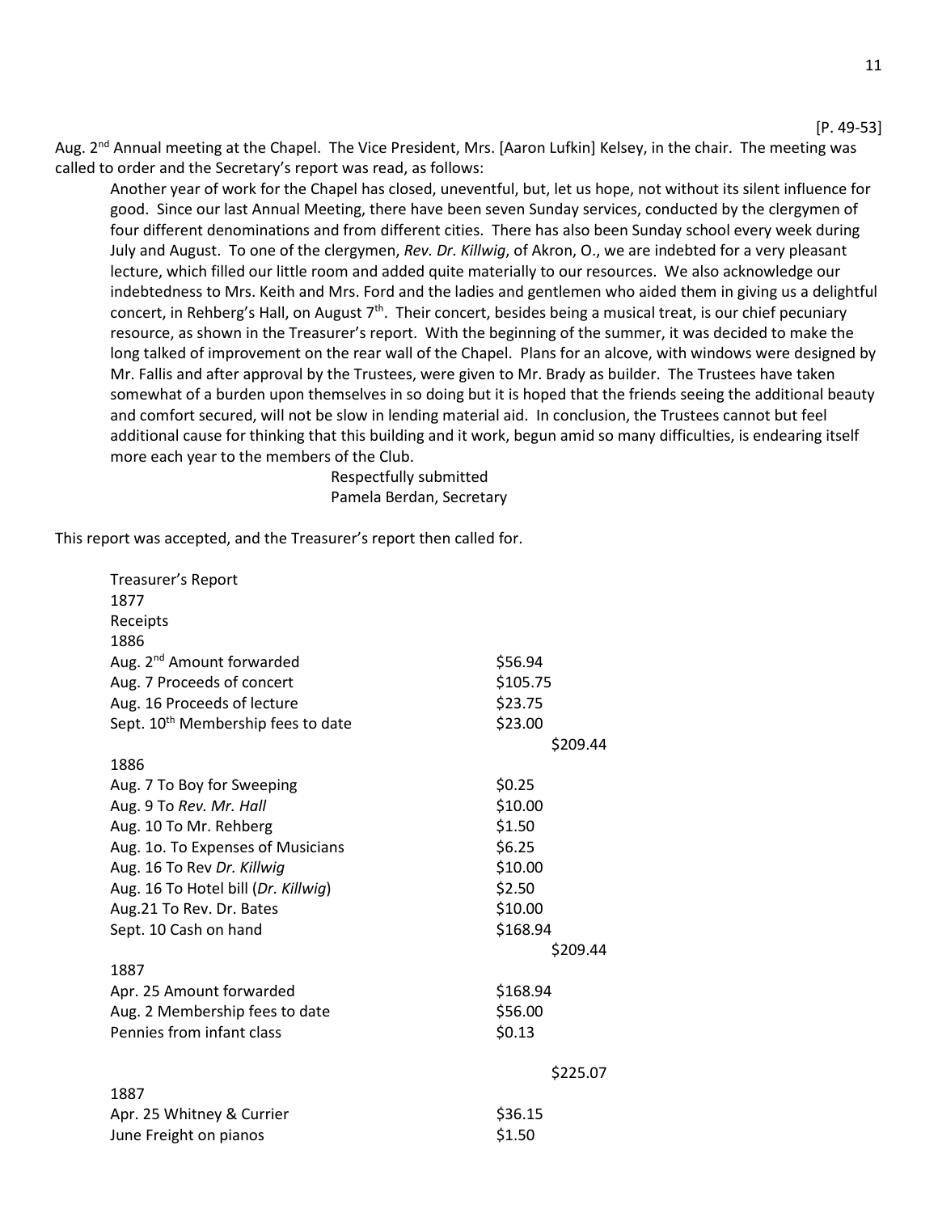[P. 49-53]

Aug. 2nd Annual meeting at the Chapel. The Vice President, Mrs. [Aaron Lufkin] Kelsey, in the chair. The meeting was called to order and the Secretary's report was read, as follows:

> Another year of work for the Chapel has closed, uneventful, but, let us hope, not without its silent influence for good. Since our last Annual Meeting, there have been seven Sunday services, conducted by the clergymen of four different denominations and from different cities. There has also been Sunday school every week during July and August. To one of the clergymen, *Rev. Dr. Killwig*, of Akron, O., we are indebted for a very pleasant lecture, which filled our little room and added quite materially to our resources. We also acknowledge our indebtedness to Mrs. Keith and Mrs. Ford and the ladies and gentlemen who aided them in giving us a delightful concert, in Rehberg's Hall, on August 7th. Their concert, besides being a musical treat, is our chief pecuniary resource, as shown in the Treasurer's report. With the beginning of the summer, it was decided to make the long talked of improvement on the rear wall of the Chapel. Plans for an alcove, with windows were designed by Mr. Fallis and after approval by the Trustees, were given to Mr. Brady as builder. The Trustees have taken somewhat of a burden upon themselves in so doing but it is hoped that the friends seeing the additional beauty and comfort secured, will not be slow in lending material aid. In conclusion, the Trustees cannot but feel additional cause for thinking that this building and it work, begun amid so many difficulties, is endearing itself more each year to the members of the Club.
>
> Respectfully submitted
> Pamela Berdan, Secretary

This report was accepted, and the Treasurer's report then called for.

Treasurer's Report
1877
Receipts

| 1886 | | |
|---|---|---|
| Aug. 2nd Amount forwarded | $56.94 | |
| Aug. 7 Proceeds of concert | $105.75 | |
| Aug. 16 Proceeds of lecture | $23.75 | |
| Sept. 10th Membership fees to date | $23.00 | |
| | | $209.44 |
| 1886 | | |
| Aug. 7 To Boy for Sweeping | $0.25 | |
| Aug. 9 To *Rev. Mr. Hall* | $10.00 | |
| Aug. 10 To Mr. Rehberg | $1.50 | |
| Aug. 1o. To Expenses of Musicians | $6.25 | |
| Aug. 16 To Rev *Dr. Killwig* | $10.00 | |
| Aug. 16 To Hotel bill (*Dr. Killwig*) | $2.50 | |
| Aug.21 To Rev. Dr. Bates | $10.00 | |
| Sept. 10 Cash on hand | $168.94 | |
| | | $209.44 |
| 1887 | | |
| Apr. 25 Amount forwarded | $168.94 | |
| Aug. 2 Membership fees to date | $56.00 | |
| Pennies from infant class | $0.13 | |
| | | $225.07 |
| 1887 | | |
| Apr. 25 Whitney & Currier | $36.15 | |
| June Freight on pianos | $1.50 | |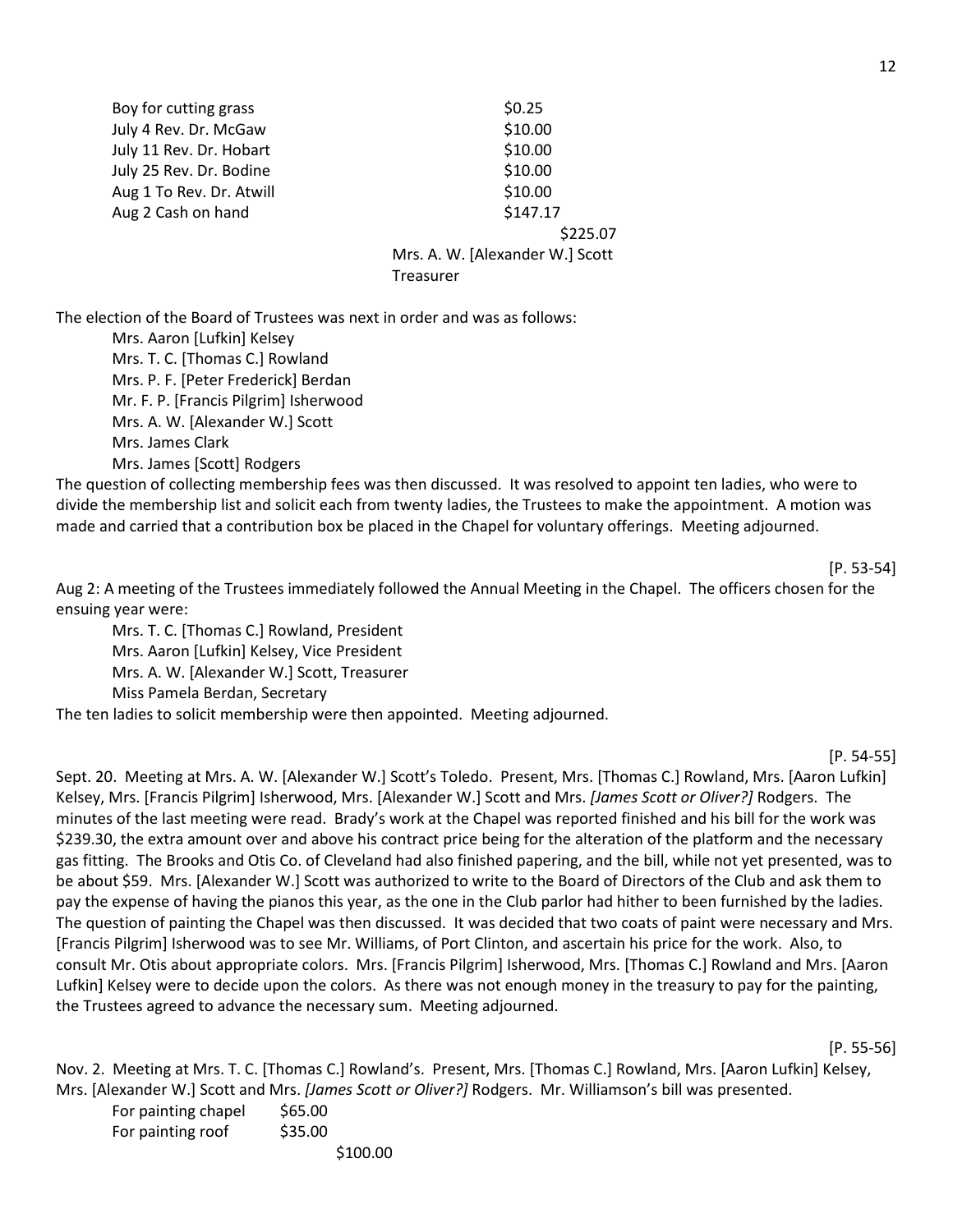| | |
|---|---|
| Boy for cutting grass | $0.25 |
| July 4 Rev. Dr. McGaw | $10.00 |
| July 11 Rev. Dr. Hobart | $10.00 |
| July 25 Rev. Dr. Bodine | $10.00 |
| Aug 1 To Rev. Dr. Atwill | $10.00 |
| Aug 2 Cash on hand | $147.17 |
| | $225.07 |

Mrs. A. W. [Alexander W.] Scott
Treasurer

The election of the Board of Trustees was next in order and was as follows:

Mrs. Aaron [Lufkin] Kelsey
Mrs. T. C. [Thomas C.] Rowland
Mrs. P. F. [Peter Frederick] Berdan
Mr. F. P. [Francis Pilgrim] Isherwood
Mrs. A. W. [Alexander W.] Scott
Mrs. James Clark
Mrs. James [Scott] Rodgers

The question of collecting membership fees was then discussed. It was resolved to appoint ten ladies, who were to divide the membership list and solicit each from twenty ladies, the Trustees to make the appointment. A motion was made and carried that a contribution box be placed in the Chapel for voluntary offerings. Meeting adjourned.

[P. 53-54]

Aug 2: A meeting of the Trustees immediately followed the Annual Meeting in the Chapel. The officers chosen for the ensuing year were:

Mrs. T. C. [Thomas C.] Rowland, President
Mrs. Aaron [Lufkin] Kelsey, Vice President
Mrs. A. W. [Alexander W.] Scott, Treasurer
Miss Pamela Berdan, Secretary

The ten ladies to solicit membership were then appointed. Meeting adjourned.

[P. 54-55]

Sept. 20. Meeting at Mrs. A. W. [Alexander W.] Scott's Toledo. Present, Mrs. [Thomas C.] Rowland, Mrs. [Aaron Lufkin] Kelsey, Mrs. [Francis Pilgrim] Isherwood, Mrs. [Alexander W.] Scott and Mrs. *[James Scott or Oliver?]* Rodgers. The minutes of the last meeting were read. Brady's work at the Chapel was reported finished and his bill for the work was $239.30, the extra amount over and above his contract price being for the alteration of the platform and the necessary gas fitting. The Brooks and Otis Co. of Cleveland had also finished papering, and the bill, while not yet presented, was to be about $59. Mrs. [Alexander W.] Scott was authorized to write to the Board of Directors of the Club and ask them to pay the expense of having the pianos this year, as the one in the Club parlor had hither to been furnished by the ladies. The question of painting the Chapel was then discussed. It was decided that two coats of paint were necessary and Mrs. [Francis Pilgrim] Isherwood was to see Mr. Williams, of Port Clinton, and ascertain his price for the work. Also, to consult Mr. Otis about appropriate colors. Mrs. [Francis Pilgrim] Isherwood, Mrs. [Thomas C.] Rowland and Mrs. [Aaron Lufkin] Kelsey were to decide upon the colors. As there was not enough money in the treasury to pay for the painting, the Trustees agreed to advance the necessary sum. Meeting adjourned.

[P. 55-56]

Nov. 2. Meeting at Mrs. T. C. [Thomas C.] Rowland's. Present, Mrs. [Thomas C.] Rowland, Mrs. [Aaron Lufkin] Kelsey, Mrs. [Alexander W.] Scott and Mrs. *[James Scott or Oliver?]* Rodgers. Mr. Williamson's bill was presented.

| | |
|---|---|
| For painting chapel | $65.00 |
| For painting roof | $35.00 |
| | $100.00 |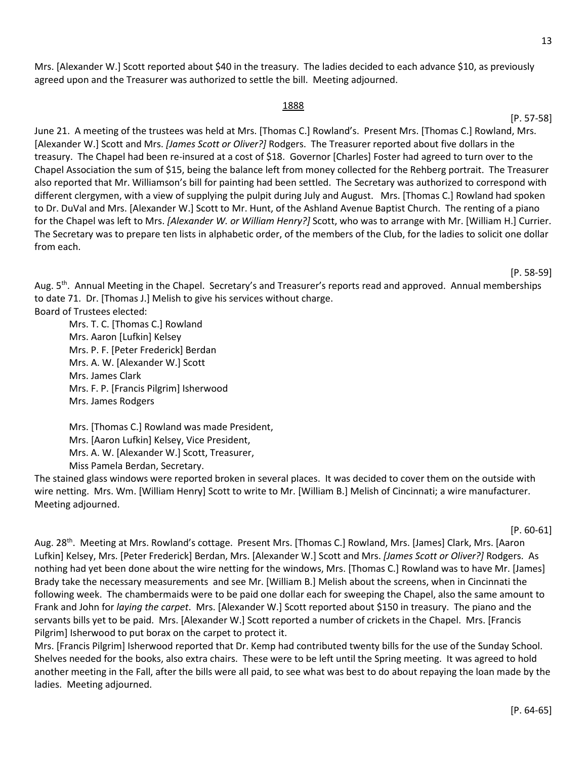Mrs. [Alexander W.] Scott reported about $40 in the treasury. The ladies decided to each advance $10, as previously agreed upon and the Treasurer was authorized to settle the bill. Meeting adjourned.

## 1888

[P. 57-58]

June 21. A meeting of the trustees was held at Mrs. [Thomas C.] Rowland's. Present Mrs. [Thomas C.] Rowland, Mrs. [Alexander W.] Scott and Mrs. *[James Scott or Oliver?]* Rodgers. The Treasurer reported about five dollars in the treasury. The Chapel had been re-insured at a cost of $18. Governor [Charles] Foster had agreed to turn over to the Chapel Association the sum of $15, being the balance left from money collected for the Rehberg portrait. The Treasurer also reported that Mr. Williamson's bill for painting had been settled. The Secretary was authorized to correspond with different clergymen, with a view of supplying the pulpit during July and August. Mrs. [Thomas C.] Rowland had spoken to Dr. DuVal and Mrs. [Alexander W.] Scott to Mr. Hunt, of the Ashland Avenue Baptist Church. The renting of a piano for the Chapel was left to Mrs. *[Alexander W. or William Henry?]* Scott, who was to arrange with Mr. [William H.] Currier. The Secretary was to prepare ten lists in alphabetic order, of the members of the Club, for the ladies to solicit one dollar from each.

[P. 58-59]

Aug. 5th. Annual Meeting in the Chapel. Secretary's and Treasurer's reports read and approved. Annual memberships to date 71. Dr. [Thomas J.] Melish to give his services without charge.

Board of Trustees elected:

- Mrs. T. C. [Thomas C.] Rowland
- Mrs. Aaron [Lufkin] Kelsey
- Mrs. P. F. [Peter Frederick] Berdan
- Mrs. A. W. [Alexander W.] Scott
- Mrs. James Clark
- Mrs. F. P. [Francis Pilgrim] Isherwood
- Mrs. James Rodgers

Mrs. [Thomas C.] Rowland was made President,
Mrs. [Aaron Lufkin] Kelsey, Vice President,
Mrs. A. W. [Alexander W.] Scott, Treasurer,
Miss Pamela Berdan, Secretary.

The stained glass windows were reported broken in several places. It was decided to cover them on the outside with wire netting. Mrs. Wm. [William Henry] Scott to write to Mr. [William B.] Melish of Cincinnati; a wire manufacturer. Meeting adjourned.

[P. 60-61]

Aug. 28th. Meeting at Mrs. Rowland's cottage. Present Mrs. [Thomas C.] Rowland, Mrs. [James] Clark, Mrs. [Aaron Lufkin] Kelsey, Mrs. [Peter Frederick] Berdan, Mrs. [Alexander W.] Scott and Mrs. *[James Scott or Oliver?]* Rodgers. As nothing had yet been done about the wire netting for the windows, Mrs. [Thomas C.] Rowland was to have Mr. [James] Brady take the necessary measurements and see Mr. [William B.] Melish about the screens, when in Cincinnati the following week. The chambermaids were to be paid one dollar each for sweeping the Chapel, also the same amount to Frank and John for *laying the carpet*. Mrs. [Alexander W.] Scott reported about $150 in treasury. The piano and the servants bills yet to be paid. Mrs. [Alexander W.] Scott reported a number of crickets in the Chapel. Mrs. [Francis Pilgrim] Isherwood to put borax on the carpet to protect it.

Mrs. [Francis Pilgrim] Isherwood reported that Dr. Kemp had contributed twenty bills for the use of the Sunday School. Shelves needed for the books, also extra chairs. These were to be left until the Spring meeting. It was agreed to hold another meeting in the Fall, after the bills were all paid, to see what was best to do about repaying the loan made by the ladies. Meeting adjourned.

[P. 64-65]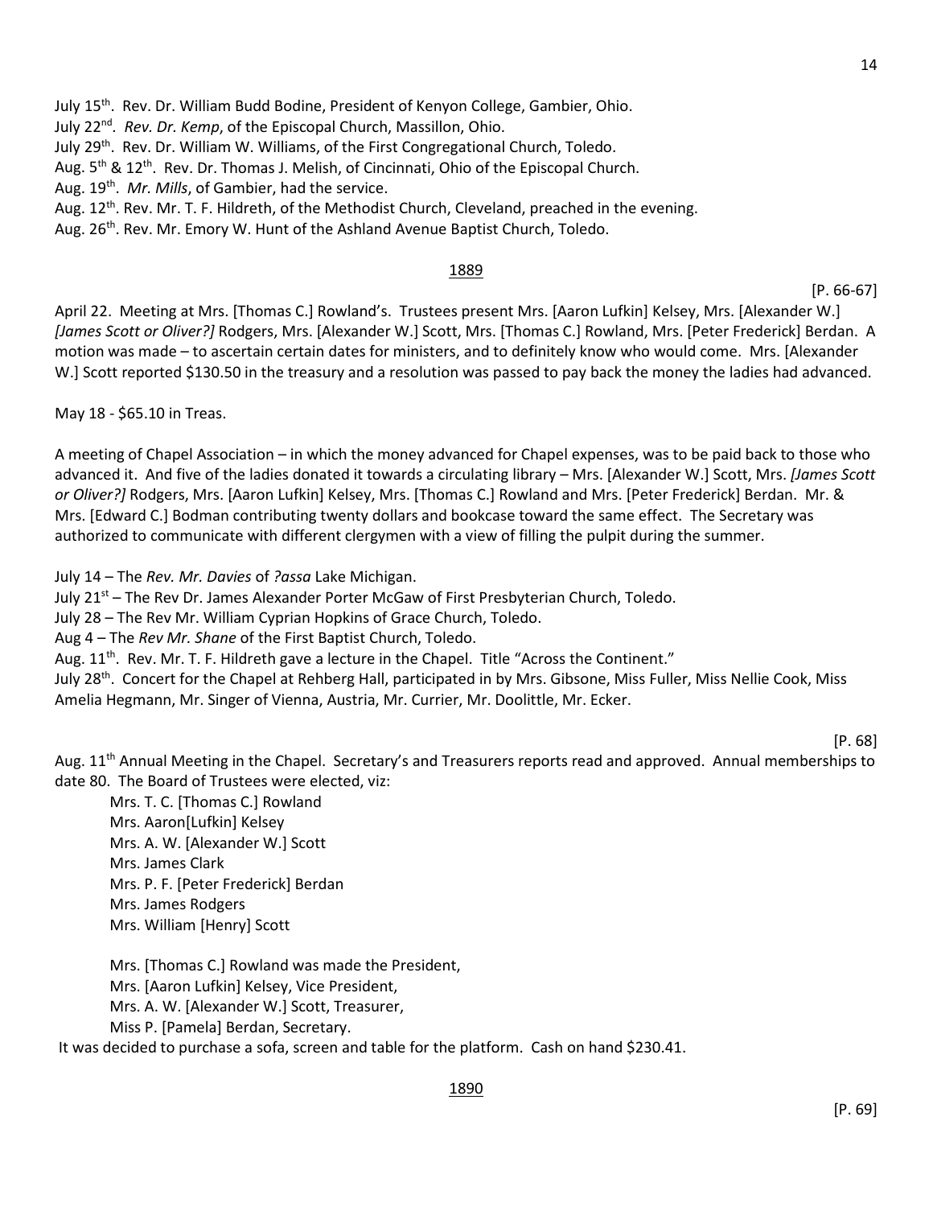July 15th. Rev. Dr. William Budd Bodine, President of Kenyon College, Gambier, Ohio.
July 22nd. *Rev. Dr. Kemp*, of the Episcopal Church, Massillon, Ohio.
July 29th. Rev. Dr. William W. Williams, of the First Congregational Church, Toledo.
Aug. 5th & 12th. Rev. Dr. Thomas J. Melish, of Cincinnati, Ohio of the Episcopal Church.
Aug. 19th. *Mr. Mills*, of Gambier, had the service.
Aug. 12th. Rev. Mr. T. F. Hildreth, of the Methodist Church, Cleveland, preached in the evening.
Aug. 26th. Rev. Mr. Emory W. Hunt of the Ashland Avenue Baptist Church, Toledo.

## 1889

[P. 66-67]

April 22. Meeting at Mrs. [Thomas C.] Rowland's. Trustees present Mrs. [Aaron Lufkin] Kelsey, Mrs. [Alexander W.] *[James Scott or Oliver?]* Rodgers, Mrs. [Alexander W.] Scott, Mrs. [Thomas C.] Rowland, Mrs. [Peter Frederick] Berdan. A motion was made – to ascertain certain dates for ministers, and to definitely know who would come. Mrs. [Alexander W.] Scott reported $130.50 in the treasury and a resolution was passed to pay back the money the ladies had advanced.

May 18 - $65.10 in Treas.

A meeting of Chapel Association – in which the money advanced for Chapel expenses, was to be paid back to those who advanced it. And five of the ladies donated it towards a circulating library – Mrs. [Alexander W.] Scott, Mrs. *[James Scott or Oliver?]* Rodgers, Mrs. [Aaron Lufkin] Kelsey, Mrs. [Thomas C.] Rowland and Mrs. [Peter Frederick] Berdan. Mr. & Mrs. [Edward C.] Bodman contributing twenty dollars and bookcase toward the same effect. The Secretary was authorized to communicate with different clergymen with a view of filling the pulpit during the summer.

July 14 – The *Rev. Mr. Davies* of *?assa* Lake Michigan.
July 21st – The Rev Dr. James Alexander Porter McGaw of First Presbyterian Church, Toledo.
July 28 – The Rev Mr. William Cyprian Hopkins of Grace Church, Toledo.
Aug 4 – The *Rev Mr. Shane* of the First Baptist Church, Toledo.
Aug. 11th. Rev. Mr. T. F. Hildreth gave a lecture in the Chapel. Title "Across the Continent."
July 28th. Concert for the Chapel at Rehberg Hall, participated in by Mrs. Gibsone, Miss Fuller, Miss Nellie Cook, Miss Amelia Hegmann, Mr. Singer of Vienna, Austria, Mr. Currier, Mr. Doolittle, Mr. Ecker.

[P. 68]

Aug. 11th Annual Meeting in the Chapel. Secretary's and Treasurers reports read and approved. Annual memberships to date 80. The Board of Trustees were elected, viz:

Mrs. T. C. [Thomas C.] Rowland
Mrs. Aaron[Lufkin] Kelsey
Mrs. A. W. [Alexander W.] Scott
Mrs. James Clark
Mrs. P. F. [Peter Frederick] Berdan
Mrs. James Rodgers
Mrs. William [Henry] Scott

Mrs. [Thomas C.] Rowland was made the President,
Mrs. [Aaron Lufkin] Kelsey, Vice President,
Mrs. A. W. [Alexander W.] Scott, Treasurer,
Miss P. [Pamela] Berdan, Secretary.

It was decided to purchase a sofa, screen and table for the platform. Cash on hand $230.41.

## 1890

[P. 69]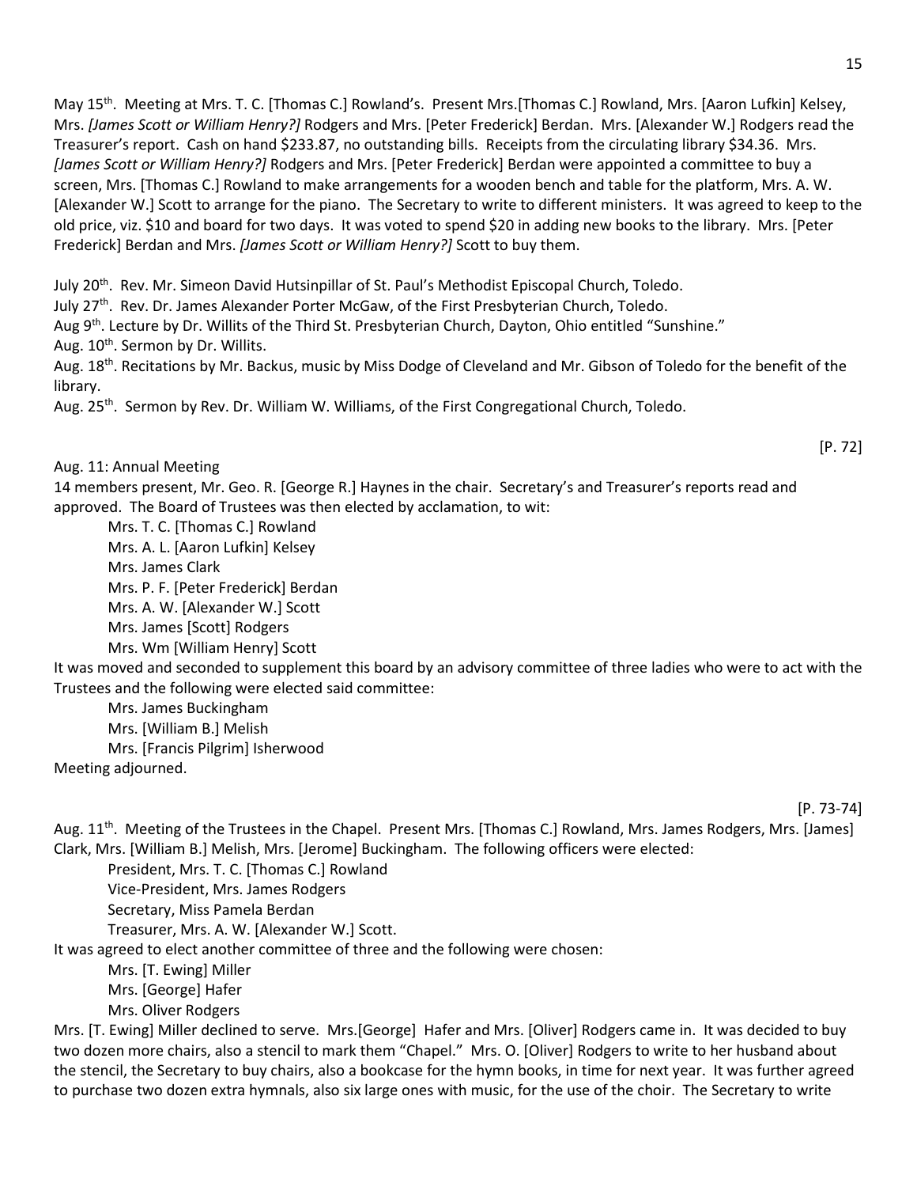May 15th. Meeting at Mrs. T. C. [Thomas C.] Rowland's. Present Mrs.[Thomas C.] Rowland, Mrs. [Aaron Lufkin] Kelsey, Mrs. *[James Scott or William Henry?]* Rodgers and Mrs. [Peter Frederick] Berdan. Mrs. [Alexander W.] Rodgers read the Treasurer's report. Cash on hand $233.87, no outstanding bills. Receipts from the circulating library $34.36. Mrs. *[James Scott or William Henry?]* Rodgers and Mrs. [Peter Frederick] Berdan were appointed a committee to buy a screen, Mrs. [Thomas C.] Rowland to make arrangements for a wooden bench and table for the platform, Mrs. A. W. [Alexander W.] Scott to arrange for the piano. The Secretary to write to different ministers. It was agreed to keep to the old price, viz. $10 and board for two days. It was voted to spend $20 in adding new books to the library. Mrs. [Peter Frederick] Berdan and Mrs. *[James Scott or William Henry?]* Scott to buy them.

July 20th. Rev. Mr. Simeon David Hutsinpillar of St. Paul's Methodist Episcopal Church, Toledo.
July 27th. Rev. Dr. James Alexander Porter McGaw, of the First Presbyterian Church, Toledo.
Aug 9th. Lecture by Dr. Willits of the Third St. Presbyterian Church, Dayton, Ohio entitled "Sunshine."
Aug. 10th. Sermon by Dr. Willits.
Aug. 18th. Recitations by Mr. Backus, music by Miss Dodge of Cleveland and Mr. Gibson of Toledo for the benefit of the library.
Aug. 25th. Sermon by Rev. Dr. William W. Williams, of the First Congregational Church, Toledo.

[P. 72]

Aug. 11: Annual Meeting
14 members present, Mr. Geo. R. [George R.] Haynes in the chair. Secretary's and Treasurer's reports read and approved. The Board of Trustees was then elected by acclamation, to wit:

Mrs. T. C. [Thomas C.] Rowland
Mrs. A. L. [Aaron Lufkin] Kelsey
Mrs. James Clark
Mrs. P. F. [Peter Frederick] Berdan
Mrs. A. W. [Alexander W.] Scott
Mrs. James [Scott] Rodgers
Mrs. Wm [William Henry] Scott

It was moved and seconded to supplement this board by an advisory committee of three ladies who were to act with the Trustees and the following were elected said committee:

Mrs. James Buckingham
Mrs. [William B.] Melish
Mrs. [Francis Pilgrim] Isherwood

Meeting adjourned.

[P. 73-74]

Aug. 11th. Meeting of the Trustees in the Chapel. Present Mrs. [Thomas C.] Rowland, Mrs. James Rodgers, Mrs. [James] Clark, Mrs. [William B.] Melish, Mrs. [Jerome] Buckingham. The following officers were elected:

President, Mrs. T. C. [Thomas C.] Rowland
Vice-President, Mrs. James Rodgers
Secretary, Miss Pamela Berdan
Treasurer, Mrs. A. W. [Alexander W.] Scott.

It was agreed to elect another committee of three and the following were chosen:

Mrs. [T. Ewing] Miller
Mrs. [George] Hafer
Mrs. Oliver Rodgers

Mrs. [T. Ewing] Miller declined to serve. Mrs.[George] Hafer and Mrs. [Oliver] Rodgers came in. It was decided to buy two dozen more chairs, also a stencil to mark them "Chapel." Mrs. O. [Oliver] Rodgers to write to her husband about the stencil, the Secretary to buy chairs, also a bookcase for the hymn books, in time for next year. It was further agreed to purchase two dozen extra hymnals, also six large ones with music, for the use of the choir. The Secretary to write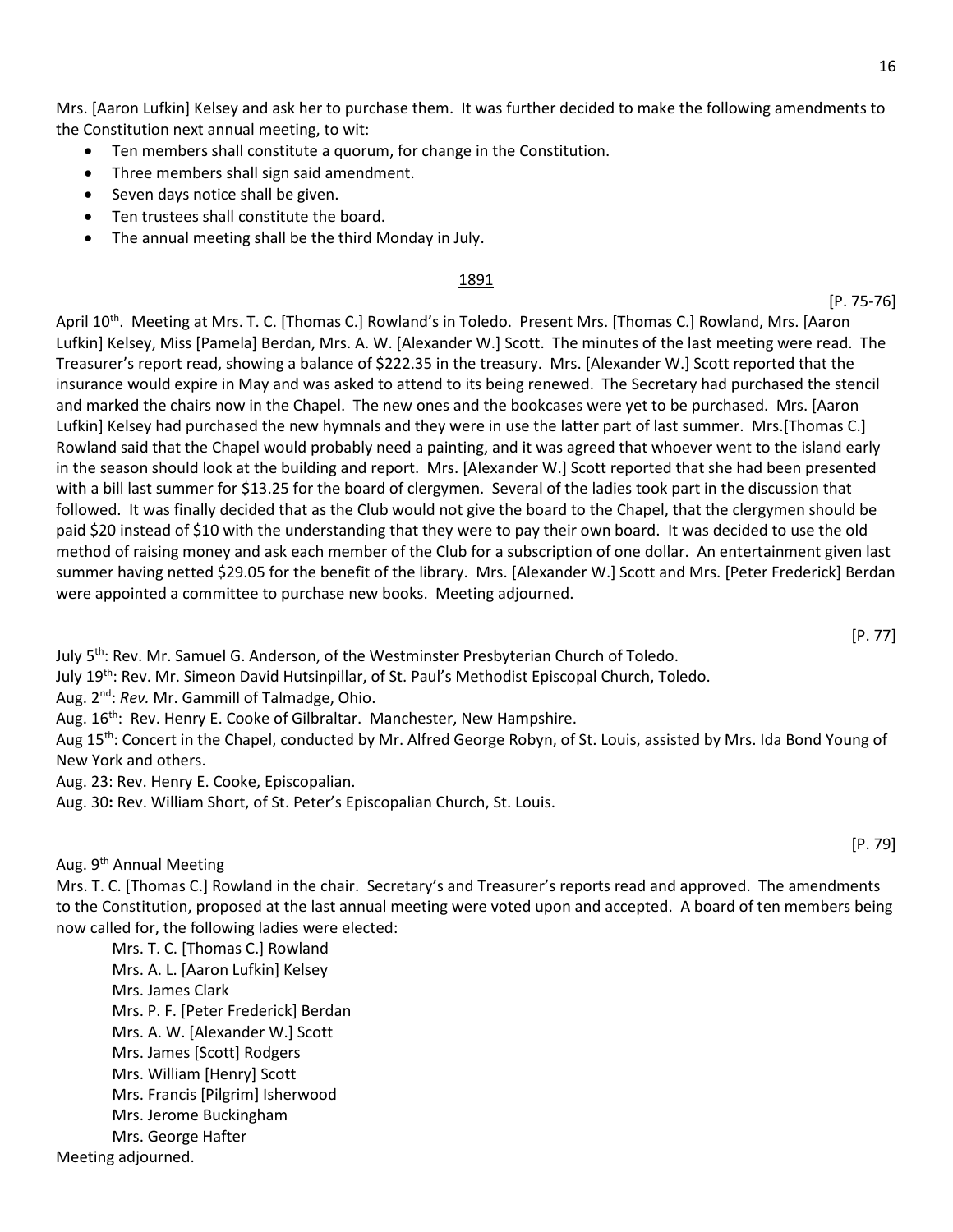Mrs. [Aaron Lufkin] Kelsey and ask her to purchase them. It was further decided to make the following amendments to the Constitution next annual meeting, to wit:

- Ten members shall constitute a quorum, for change in the Constitution.
- Three members shall sign said amendment.
- Seven days notice shall be given.
- Ten trustees shall constitute the board.
- The annual meeting shall be the third Monday in July.

## 1891

[P. 75-76]

April 10th. Meeting at Mrs. T. C. [Thomas C.] Rowland's in Toledo. Present Mrs. [Thomas C.] Rowland, Mrs. [Aaron Lufkin] Kelsey, Miss [Pamela] Berdan, Mrs. A. W. [Alexander W.] Scott. The minutes of the last meeting were read. The Treasurer's report read, showing a balance of $222.35 in the treasury. Mrs. [Alexander W.] Scott reported that the insurance would expire in May and was asked to attend to its being renewed. The Secretary had purchased the stencil and marked the chairs now in the Chapel. The new ones and the bookcases were yet to be purchased. Mrs. [Aaron Lufkin] Kelsey had purchased the new hymnals and they were in use the latter part of last summer. Mrs.[Thomas C.] Rowland said that the Chapel would probably need a painting, and it was agreed that whoever went to the island early in the season should look at the building and report. Mrs. [Alexander W.] Scott reported that she had been presented with a bill last summer for $13.25 for the board of clergymen. Several of the ladies took part in the discussion that followed. It was finally decided that as the Club would not give the board to the Chapel, that the clergymen should be paid $20 instead of $10 with the understanding that they were to pay their own board. It was decided to use the old method of raising money and ask each member of the Club for a subscription of one dollar. An entertainment given last summer having netted $29.05 for the benefit of the library. Mrs. [Alexander W.] Scott and Mrs. [Peter Frederick] Berdan were appointed a committee to purchase new books. Meeting adjourned.

[P. 77]

July 5th: Rev. Mr. Samuel G. Anderson, of the Westminster Presbyterian Church of Toledo.
July 19th: Rev. Mr. Simeon David Hutsinpillar, of St. Paul's Methodist Episcopal Church, Toledo.
Aug. 2nd: *Rev.* Mr. Gammill of Talmadge, Ohio.
Aug. 16th: Rev. Henry E. Cooke of Gilbraltar. Manchester, New Hampshire.
Aug 15th: Concert in the Chapel, conducted by Mr. Alfred George Robyn, of St. Louis, assisted by Mrs. Ida Bond Young of New York and others.
Aug. 23: Rev. Henry E. Cooke, Episcopalian.
Aug. 30**:** Rev. William Short, of St. Peter's Episcopalian Church, St. Louis.

[P. 79]

Aug. 9th Annual Meeting

Mrs. T. C. [Thomas C.] Rowland in the chair. Secretary's and Treasurer's reports read and approved. The amendments to the Constitution, proposed at the last annual meeting were voted upon and accepted. A board of ten members being now called for, the following ladies were elected:

Mrs. T. C. [Thomas C.] Rowland
Mrs. A. L. [Aaron Lufkin] Kelsey
Mrs. James Clark
Mrs. P. F. [Peter Frederick] Berdan
Mrs. A. W. [Alexander W.] Scott
Mrs. James [Scott] Rodgers
Mrs. William [Henry] Scott
Mrs. Francis [Pilgrim] Isherwood
Mrs. Jerome Buckingham
Mrs. George Hafter

Meeting adjourned.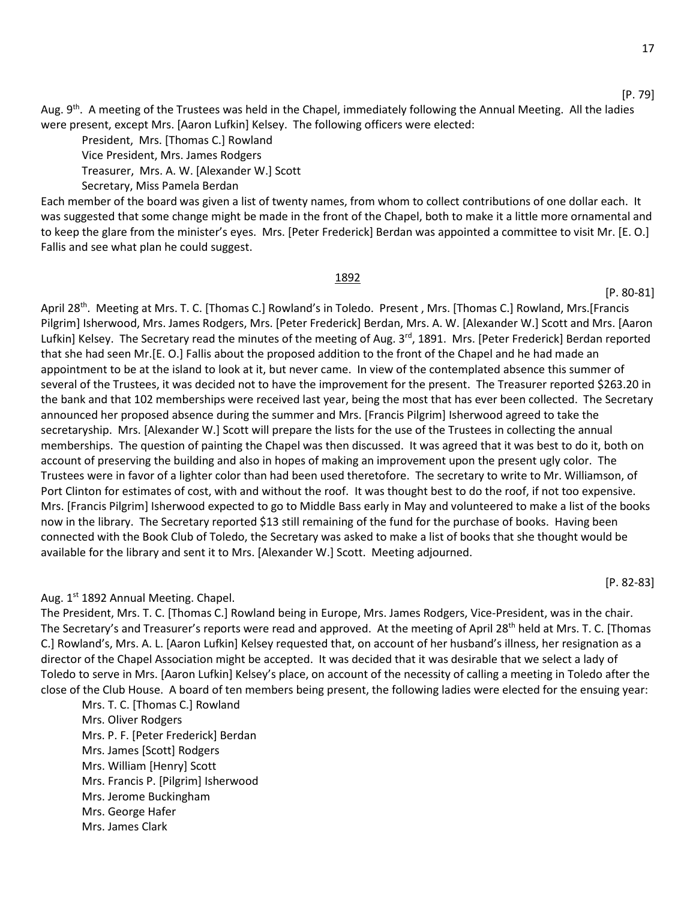[P. 79]

Aug. 9th. A meeting of the Trustees was held in the Chapel, immediately following the Annual Meeting. All the ladies were present, except Mrs. [Aaron Lufkin] Kelsey. The following officers were elected:

President, Mrs. [Thomas C.] Rowland
Vice President, Mrs. James Rodgers
Treasurer, Mrs. A. W. [Alexander W.] Scott
Secretary, Miss Pamela Berdan

Each member of the board was given a list of twenty names, from whom to collect contributions of one dollar each. It was suggested that some change might be made in the front of the Chapel, both to make it a little more ornamental and to keep the glare from the minister's eyes. Mrs. [Peter Frederick] Berdan was appointed a committee to visit Mr. [E. O.] Fallis and see what plan he could suggest.

1892

[P. 80-81]

April 28th. Meeting at Mrs. T. C. [Thomas C.] Rowland's in Toledo. Present , Mrs. [Thomas C.] Rowland, Mrs.[Francis Pilgrim] Isherwood, Mrs. James Rodgers, Mrs. [Peter Frederick] Berdan, Mrs. A. W. [Alexander W.] Scott and Mrs. [Aaron Lufkin] Kelsey. The Secretary read the minutes of the meeting of Aug. 3rd, 1891. Mrs. [Peter Frederick] Berdan reported that she had seen Mr.[E. O.] Fallis about the proposed addition to the front of the Chapel and he had made an appointment to be at the island to look at it, but never came. In view of the contemplated absence this summer of several of the Trustees, it was decided not to have the improvement for the present. The Treasurer reported $263.20 in the bank and that 102 memberships were received last year, being the most that has ever been collected. The Secretary announced her proposed absence during the summer and Mrs. [Francis Pilgrim] Isherwood agreed to take the secretaryship. Mrs. [Alexander W.] Scott will prepare the lists for the use of the Trustees in collecting the annual memberships. The question of painting the Chapel was then discussed. It was agreed that it was best to do it, both on account of preserving the building and also in hopes of making an improvement upon the present ugly color. The Trustees were in favor of a lighter color than had been used theretofore. The secretary to write to Mr. Williamson, of Port Clinton for estimates of cost, with and without the roof. It was thought best to do the roof, if not too expensive. Mrs. [Francis Pilgrim] Isherwood expected to go to Middle Bass early in May and volunteered to make a list of the books now in the library. The Secretary reported $13 still remaining of the fund for the purchase of books. Having been connected with the Book Club of Toledo, the Secretary was asked to make a list of books that she thought would be available for the library and sent it to Mrs. [Alexander W.] Scott. Meeting adjourned.

[P. 82-83]

Aug. 1st 1892 Annual Meeting. Chapel.

The President, Mrs. T. C. [Thomas C.] Rowland being in Europe, Mrs. James Rodgers, Vice-President, was in the chair. The Secretary's and Treasurer's reports were read and approved. At the meeting of April 28th held at Mrs. T. C. [Thomas C.] Rowland's, Mrs. A. L. [Aaron Lufkin] Kelsey requested that, on account of her husband's illness, her resignation as a director of the Chapel Association might be accepted. It was decided that it was desirable that we select a lady of Toledo to serve in Mrs. [Aaron Lufkin] Kelsey's place, on account of the necessity of calling a meeting in Toledo after the close of the Club House. A board of ten members being present, the following ladies were elected for the ensuing year:

Mrs. T. C. [Thomas C.] Rowland
Mrs. Oliver Rodgers
Mrs. P. F. [Peter Frederick] Berdan
Mrs. James [Scott] Rodgers
Mrs. William [Henry] Scott
Mrs. Francis P. [Pilgrim] Isherwood
Mrs. Jerome Buckingham
Mrs. George Hafer
Mrs. James Clark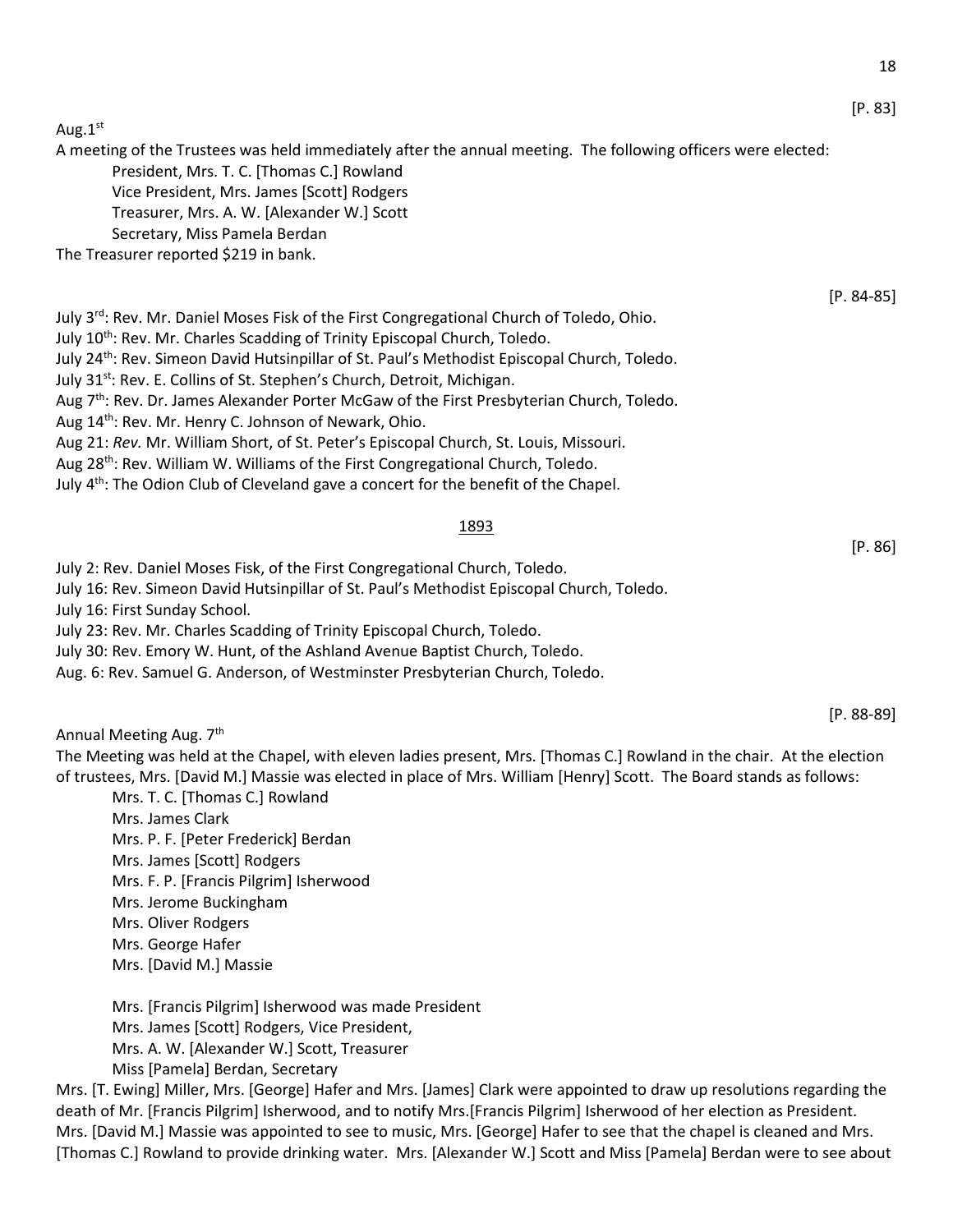[P. 83]

Aug.1st

A meeting of the Trustees was held immediately after the annual meeting. The following officers were elected:

President, Mrs. T. C. [Thomas C.] Rowland
Vice President, Mrs. James [Scott] Rodgers
Treasurer, Mrs. A. W. [Alexander W.] Scott
Secretary, Miss Pamela Berdan

The Treasurer reported $219 in bank.

[P. 84-85]

July 3rd: Rev. Mr. Daniel Moses Fisk of the First Congregational Church of Toledo, Ohio.
July 10th: Rev. Mr. Charles Scadding of Trinity Episcopal Church, Toledo.
July 24th: Rev. Simeon David Hutsinpillar of St. Paul's Methodist Episcopal Church, Toledo.
July 31st: Rev. E. Collins of St. Stephen's Church, Detroit, Michigan.
Aug 7th: Rev. Dr. James Alexander Porter McGaw of the First Presbyterian Church, Toledo.
Aug 14th: Rev. Mr. Henry C. Johnson of Newark, Ohio.
Aug 21: *Rev.* Mr. William Short, of St. Peter's Episcopal Church, St. Louis, Missouri.
Aug 28th: Rev. William W. Williams of the First Congregational Church, Toledo.
July 4th: The Odion Club of Cleveland gave a concert for the benefit of the Chapel.

## 1893

[P. 86]

July 2: Rev. Daniel Moses Fisk, of the First Congregational Church, Toledo.
July 16: Rev. Simeon David Hutsinpillar of St. Paul's Methodist Episcopal Church, Toledo.
July 16: First Sunday School.
July 23: Rev. Mr. Charles Scadding of Trinity Episcopal Church, Toledo.
July 30: Rev. Emory W. Hunt, of the Ashland Avenue Baptist Church, Toledo.
Aug. 6: Rev. Samuel G. Anderson, of Westminster Presbyterian Church, Toledo.

[P. 88-89]

Annual Meeting Aug. 7th

The Meeting was held at the Chapel, with eleven ladies present, Mrs. [Thomas C.] Rowland in the chair. At the election of trustees, Mrs. [David M.] Massie was elected in place of Mrs. William [Henry] Scott. The Board stands as follows:

Mrs. T. C. [Thomas C.] Rowland
Mrs. James Clark
Mrs. P. F. [Peter Frederick] Berdan
Mrs. James [Scott] Rodgers
Mrs. F. P. [Francis Pilgrim] Isherwood
Mrs. Jerome Buckingham
Mrs. Oliver Rodgers
Mrs. George Hafer
Mrs. [David M.] Massie

Mrs. [Francis Pilgrim] Isherwood was made President
Mrs. James [Scott] Rodgers, Vice President,
Mrs. A. W. [Alexander W.] Scott, Treasurer
Miss [Pamela] Berdan, Secretary

Mrs. [T. Ewing] Miller, Mrs. [George] Hafer and Mrs. [James] Clark were appointed to draw up resolutions regarding the death of Mr. [Francis Pilgrim] Isherwood, and to notify Mrs.[Francis Pilgrim] Isherwood of her election as President. Mrs. [David M.] Massie was appointed to see to music, Mrs. [George] Hafer to see that the chapel is cleaned and Mrs. [Thomas C.] Rowland to provide drinking water. Mrs. [Alexander W.] Scott and Miss [Pamela] Berdan were to see about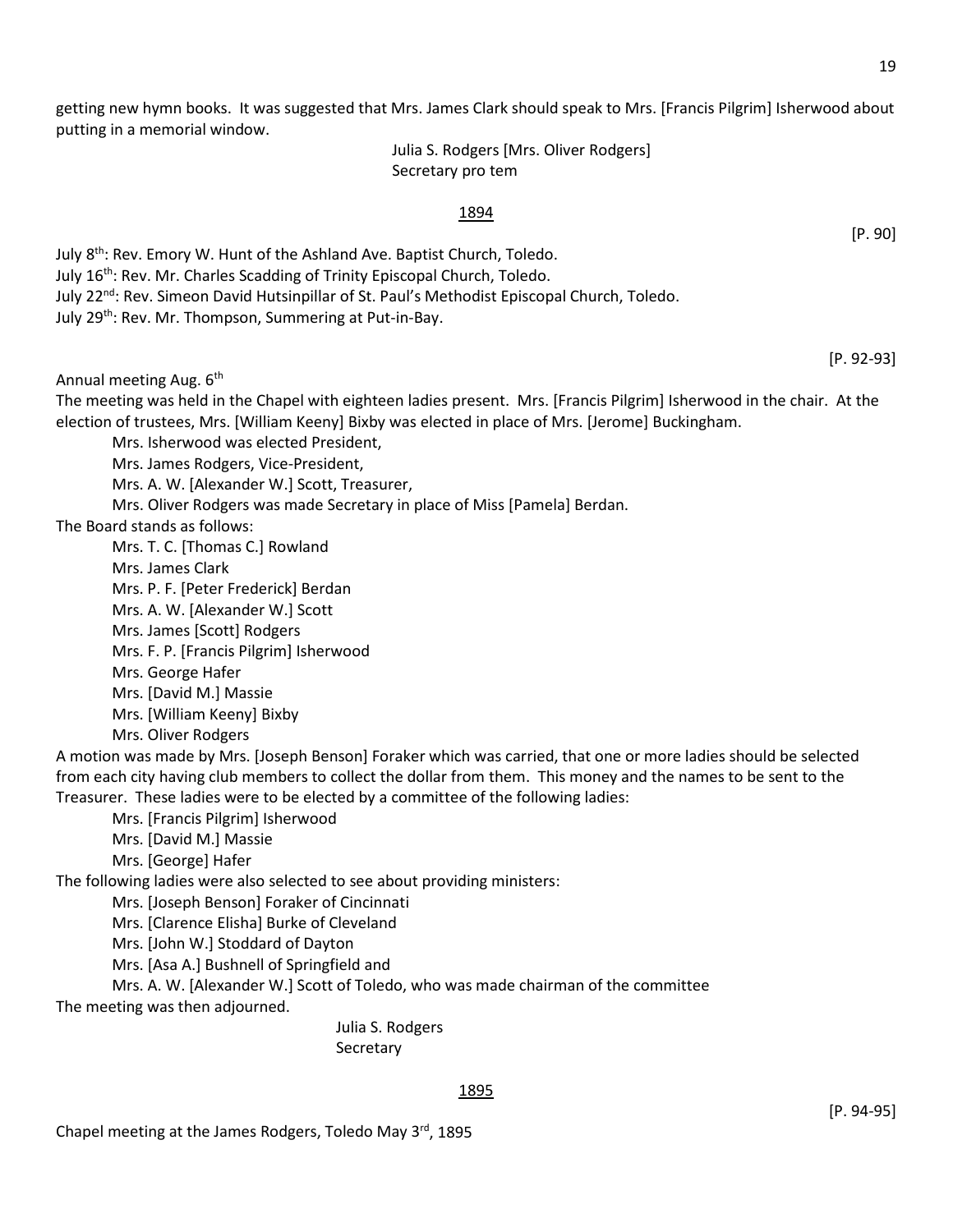getting new hymn books. It was suggested that Mrs. James Clark should speak to Mrs. [Francis Pilgrim] Isherwood about putting in a memorial window.

Julia S. Rodgers [Mrs. Oliver Rodgers]
Secretary pro tem

## 1894

[P. 90]

July 8th: Rev. Emory W. Hunt of the Ashland Ave. Baptist Church, Toledo.
July 16th: Rev. Mr. Charles Scadding of Trinity Episcopal Church, Toledo.
July 22nd: Rev. Simeon David Hutsinpillar of St. Paul's Methodist Episcopal Church, Toledo.
July 29th: Rev. Mr. Thompson, Summering at Put-in-Bay.

[P. 92-93]

Annual meeting Aug. 6th

The meeting was held in the Chapel with eighteen ladies present. Mrs. [Francis Pilgrim] Isherwood in the chair. At the election of trustees, Mrs. [William Keeny] Bixby was elected in place of Mrs. [Jerome] Buckingham.

Mrs. Isherwood was elected President,
Mrs. James Rodgers, Vice-President,
Mrs. A. W. [Alexander W.] Scott, Treasurer,
Mrs. Oliver Rodgers was made Secretary in place of Miss [Pamela] Berdan.

The Board stands as follows:

Mrs. T. C. [Thomas C.] Rowland
Mrs. James Clark
Mrs. P. F. [Peter Frederick] Berdan
Mrs. A. W. [Alexander W.] Scott
Mrs. James [Scott] Rodgers
Mrs. F. P. [Francis Pilgrim] Isherwood
Mrs. George Hafer
Mrs. [David M.] Massie
Mrs. [William Keeny] Bixby
Mrs. Oliver Rodgers

A motion was made by Mrs. [Joseph Benson] Foraker which was carried, that one or more ladies should be selected from each city having club members to collect the dollar from them. This money and the names to be sent to the Treasurer. These ladies were to be elected by a committee of the following ladies:

Mrs. [Francis Pilgrim] Isherwood
Mrs. [David M.] Massie
Mrs. [George] Hafer

The following ladies were also selected to see about providing ministers:

Mrs. [Joseph Benson] Foraker of Cincinnati
Mrs. [Clarence Elisha] Burke of Cleveland
Mrs. [John W.] Stoddard of Dayton
Mrs. [Asa A.] Bushnell of Springfield and
Mrs. A. W. [Alexander W.] Scott of Toledo, who was made chairman of the committee

The meeting was then adjourned.

Julia S. Rodgers
Secretary

## 1895

[P. 94-95]

Chapel meeting at the James Rodgers, Toledo May 3rd, 1895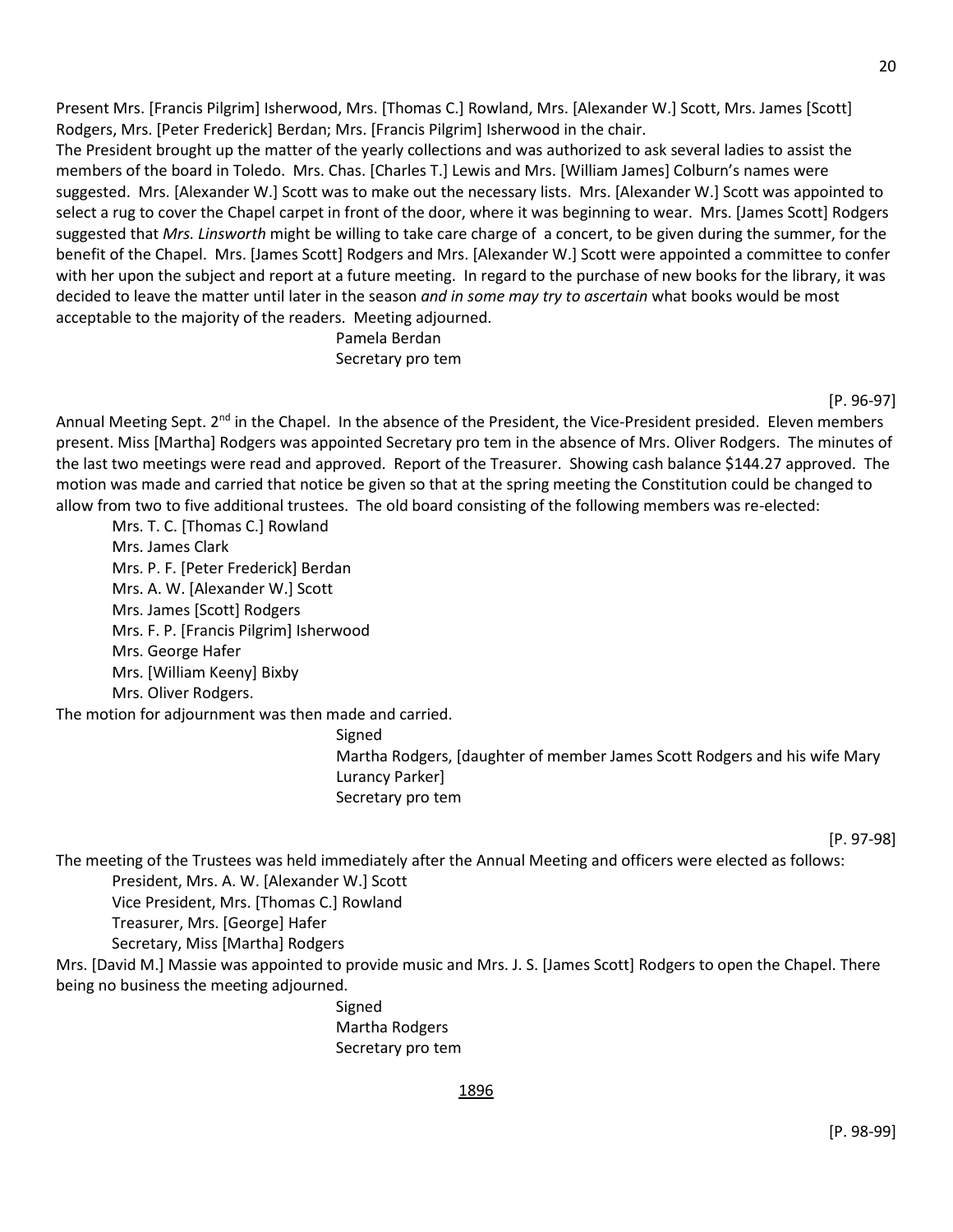Present Mrs. [Francis Pilgrim] Isherwood, Mrs. [Thomas C.] Rowland, Mrs. [Alexander W.] Scott, Mrs. James [Scott] Rodgers, Mrs. [Peter Frederick] Berdan; Mrs. [Francis Pilgrim] Isherwood in the chair.

The President brought up the matter of the yearly collections and was authorized to ask several ladies to assist the members of the board in Toledo. Mrs. Chas. [Charles T.] Lewis and Mrs. [William James] Colburn's names were suggested. Mrs. [Alexander W.] Scott was to make out the necessary lists. Mrs. [Alexander W.] Scott was appointed to select a rug to cover the Chapel carpet in front of the door, where it was beginning to wear. Mrs. [James Scott] Rodgers suggested that *Mrs. Linsworth* might be willing to take care charge of a concert, to be given during the summer, for the benefit of the Chapel. Mrs. [James Scott] Rodgers and Mrs. [Alexander W.] Scott were appointed a committee to confer with her upon the subject and report at a future meeting. In regard to the purchase of new books for the library, it was decided to leave the matter until later in the season *and in some may try to ascertain* what books would be most acceptable to the majority of the readers. Meeting adjourned.

Pamela Berdan
Secretary pro tem

[P. 96-97]

Annual Meeting Sept. 2nd in the Chapel. In the absence of the President, the Vice-President presided. Eleven members present. Miss [Martha] Rodgers was appointed Secretary pro tem in the absence of Mrs. Oliver Rodgers. The minutes of the last two meetings were read and approved. Report of the Treasurer. Showing cash balance $144.27 approved. The motion was made and carried that notice be given so that at the spring meeting the Constitution could be changed to allow from two to five additional trustees. The old board consisting of the following members was re-elected:

Mrs. T. C. [Thomas C.] Rowland
Mrs. James Clark
Mrs. P. F. [Peter Frederick] Berdan
Mrs. A. W. [Alexander W.] Scott
Mrs. James [Scott] Rodgers
Mrs. F. P. [Francis Pilgrim] Isherwood
Mrs. George Hafer
Mrs. [William Keeny] Bixby
Mrs. Oliver Rodgers.

The motion for adjournment was then made and carried.

Signed
Martha Rodgers, [daughter of member James Scott Rodgers and his wife Mary Lurancy Parker]
Secretary pro tem

[P. 97-98]

The meeting of the Trustees was held immediately after the Annual Meeting and officers were elected as follows:

President, Mrs. A. W. [Alexander W.] Scott
Vice President, Mrs. [Thomas C.] Rowland
Treasurer, Mrs. [George] Hafer
Secretary, Miss [Martha] Rodgers

Mrs. [David M.] Massie was appointed to provide music and Mrs. J. S. [James Scott] Rodgers to open the Chapel. There being no business the meeting adjourned.

Signed
Martha Rodgers
Secretary pro tem

<u>1896</u>

[P. 98-99]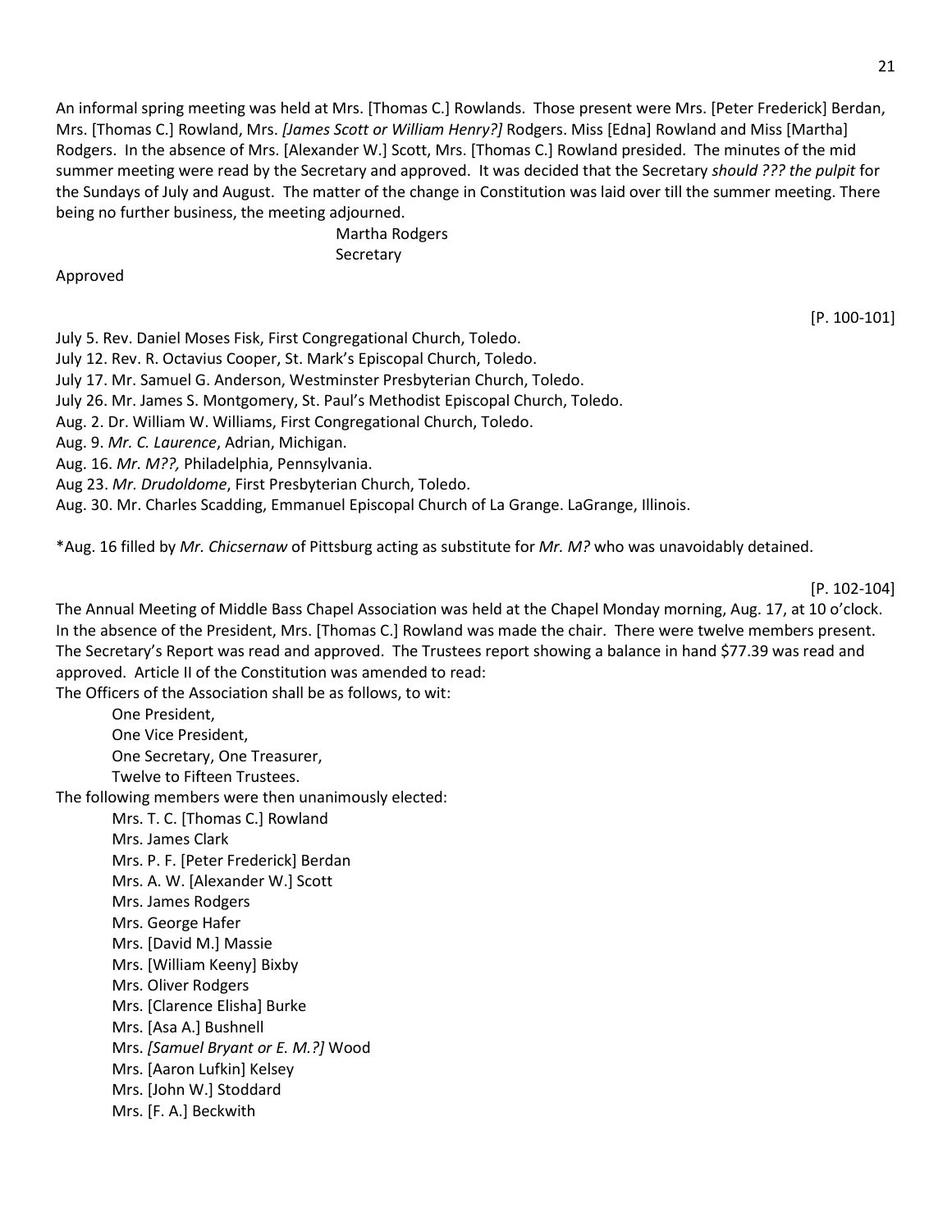An informal spring meeting was held at Mrs. [Thomas C.] Rowlands. Those present were Mrs. [Peter Frederick] Berdan, Mrs. [Thomas C.] Rowland, Mrs. *[James Scott or William Henry?]* Rodgers. Miss [Edna] Rowland and Miss [Martha] Rodgers. In the absence of Mrs. [Alexander W.] Scott, Mrs. [Thomas C.] Rowland presided. The minutes of the mid summer meeting were read by the Secretary and approved. It was decided that the Secretary *should ??? the pulpit* for the Sundays of July and August. The matter of the change in Constitution was laid over till the summer meeting. There being no further business, the meeting adjourned.

Martha Rodgers
Secretary

Approved

[P. 100-101]

July 5. Rev. Daniel Moses Fisk, First Congregational Church, Toledo.
July 12. Rev. R. Octavius Cooper, St. Mark's Episcopal Church, Toledo.
July 17. Mr. Samuel G. Anderson, Westminster Presbyterian Church, Toledo.
July 26. Mr. James S. Montgomery, St. Paul's Methodist Episcopal Church, Toledo.
Aug. 2. Dr. William W. Williams, First Congregational Church, Toledo.
Aug. 9. *Mr. C. Laurence*, Adrian, Michigan.
Aug. 16. *Mr. M??,* Philadelphia, Pennsylvania.
Aug 23. *Mr. Drudoldome*, First Presbyterian Church, Toledo.
Aug. 30. Mr. Charles Scadding, Emmanuel Episcopal Church of La Grange. LaGrange, Illinois.

*Aug. 16 filled by *Mr. Chicsernaw* of Pittsburg acting as substitute for *Mr. M?* who was unavoidably detained.

[P. 102-104]

The Annual Meeting of Middle Bass Chapel Association was held at the Chapel Monday morning, Aug. 17, at 10 o'clock. In the absence of the President, Mrs. [Thomas C.] Rowland was made the chair. There were twelve members present. The Secretary's Report was read and approved. The Trustees report showing a balance in hand $77.39 was read and approved. Article II of the Constitution was amended to read:

The Officers of the Association shall be as follows, to wit:

One President,
One Vice President,
One Secretary, One Treasurer,
Twelve to Fifteen Trustees.

The following members were then unanimously elected:

Mrs. T. C. [Thomas C.] Rowland
Mrs. James Clark
Mrs. P. F. [Peter Frederick] Berdan
Mrs. A. W. [Alexander W.] Scott
Mrs. James Rodgers
Mrs. George Hafer
Mrs. [David M.] Massie
Mrs. [William Keeny] Bixby
Mrs. Oliver Rodgers
Mrs. [Clarence Elisha] Burke
Mrs. [Asa A.] Bushnell
Mrs. *[Samuel Bryant or E. M.?]* Wood
Mrs. [Aaron Lufkin] Kelsey
Mrs. [John W.] Stoddard
Mrs. [F. A.] Beckwith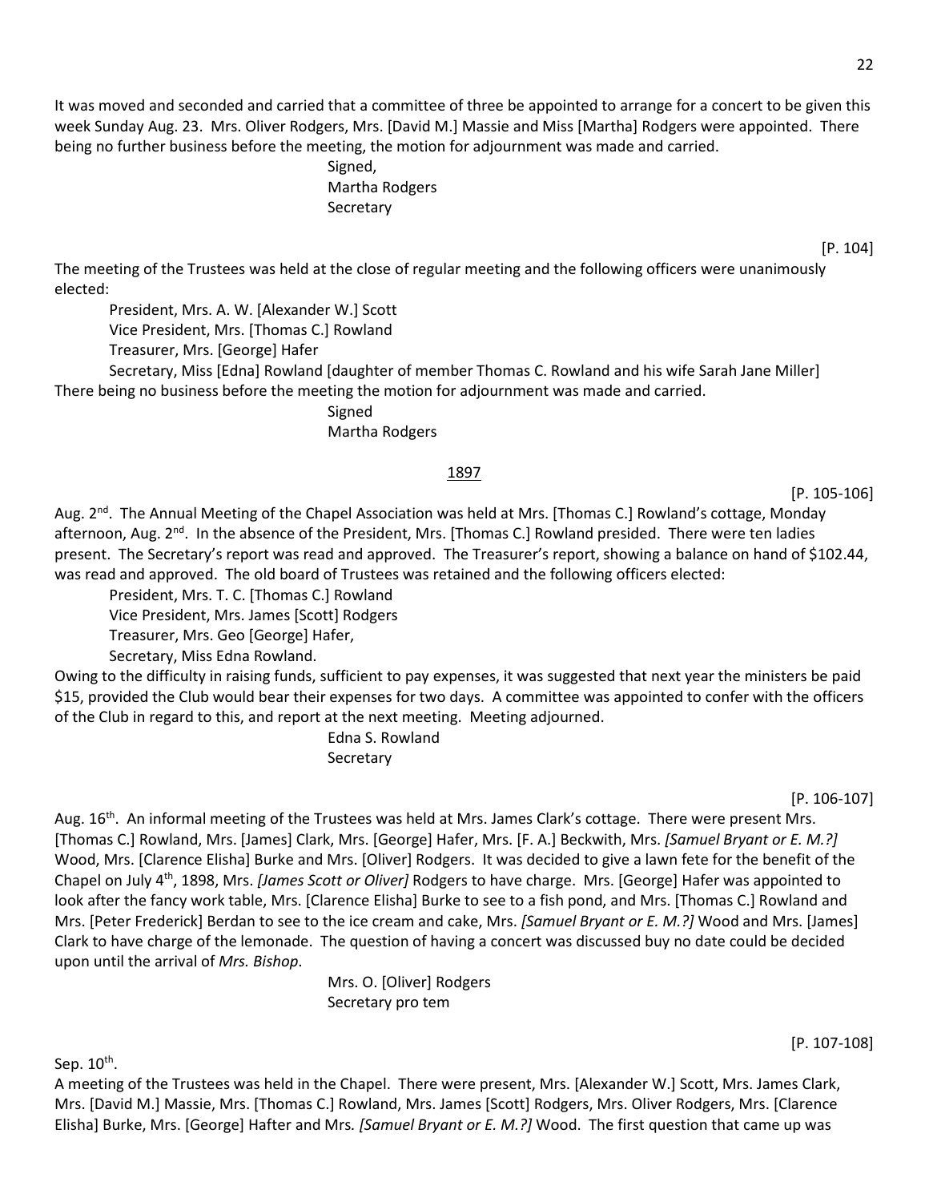It was moved and seconded and carried that a committee of three be appointed to arrange for a concert to be given this week Sunday Aug. 23. Mrs. Oliver Rodgers, Mrs. [David M.] Massie and Miss [Martha] Rodgers were appointed. There being no further business before the meeting, the motion for adjournment was made and carried.

Signed,
Martha Rodgers
Secretary

[P. 104]

The meeting of the Trustees was held at the close of regular meeting and the following officers were unanimously elected:

President, Mrs. A. W. [Alexander W.] Scott
Vice President, Mrs. [Thomas C.] Rowland
Treasurer, Mrs. [George] Hafer
Secretary, Miss [Edna] Rowland [daughter of member Thomas C. Rowland and his wife Sarah Jane Miller]

There being no business before the meeting the motion for adjournment was made and carried.

Signed
Martha Rodgers

## 1897

[P. 105-106]

Aug. 2nd. The Annual Meeting of the Chapel Association was held at Mrs. [Thomas C.] Rowland's cottage, Monday afternoon, Aug. 2nd. In the absence of the President, Mrs. [Thomas C.] Rowland presided. There were ten ladies present. The Secretary's report was read and approved. The Treasurer's report, showing a balance on hand of $102.44, was read and approved. The old board of Trustees was retained and the following officers elected:

President, Mrs. T. C. [Thomas C.] Rowland
Vice President, Mrs. James [Scott] Rodgers
Treasurer, Mrs. Geo [George] Hafer,
Secretary, Miss Edna Rowland.

Owing to the difficulty in raising funds, sufficient to pay expenses, it was suggested that next year the ministers be paid $15, provided the Club would bear their expenses for two days. A committee was appointed to confer with the officers of the Club in regard to this, and report at the next meeting. Meeting adjourned.

Edna S. Rowland
Secretary

[P. 106-107]

Aug. 16th. An informal meeting of the Trustees was held at Mrs. James Clark's cottage. There were present Mrs. [Thomas C.] Rowland, Mrs. [James] Clark, Mrs. [George] Hafer, Mrs. [F. A.] Beckwith, Mrs. *[Samuel Bryant or E. M.?]* Wood, Mrs. [Clarence Elisha] Burke and Mrs. [Oliver] Rodgers. It was decided to give a lawn fete for the benefit of the Chapel on July 4th, 1898, Mrs. *[James Scott or Oliver]* Rodgers to have charge. Mrs. [George] Hafer was appointed to look after the fancy work table, Mrs. [Clarence Elisha] Burke to see to a fish pond, and Mrs. [Thomas C.] Rowland and Mrs. [Peter Frederick] Berdan to see to the ice cream and cake, Mrs. *[Samuel Bryant or E. M.?]* Wood and Mrs. [James] Clark to have charge of the lemonade. The question of having a concert was discussed buy no date could be decided upon until the arrival of *Mrs. Bishop*.

Mrs. O. [Oliver] Rodgers
Secretary pro tem

[P. 107-108]

Sep. 10th.

A meeting of the Trustees was held in the Chapel. There were present, Mrs. [Alexander W.] Scott, Mrs. James Clark, Mrs. [David M.] Massie, Mrs. [Thomas C.] Rowland, Mrs. James [Scott] Rodgers, Mrs. Oliver Rodgers, Mrs. [Clarence Elisha] Burke, Mrs. [George] Hafter and Mrs*. [Samuel Bryant or E. M.?]* Wood. The first question that came up was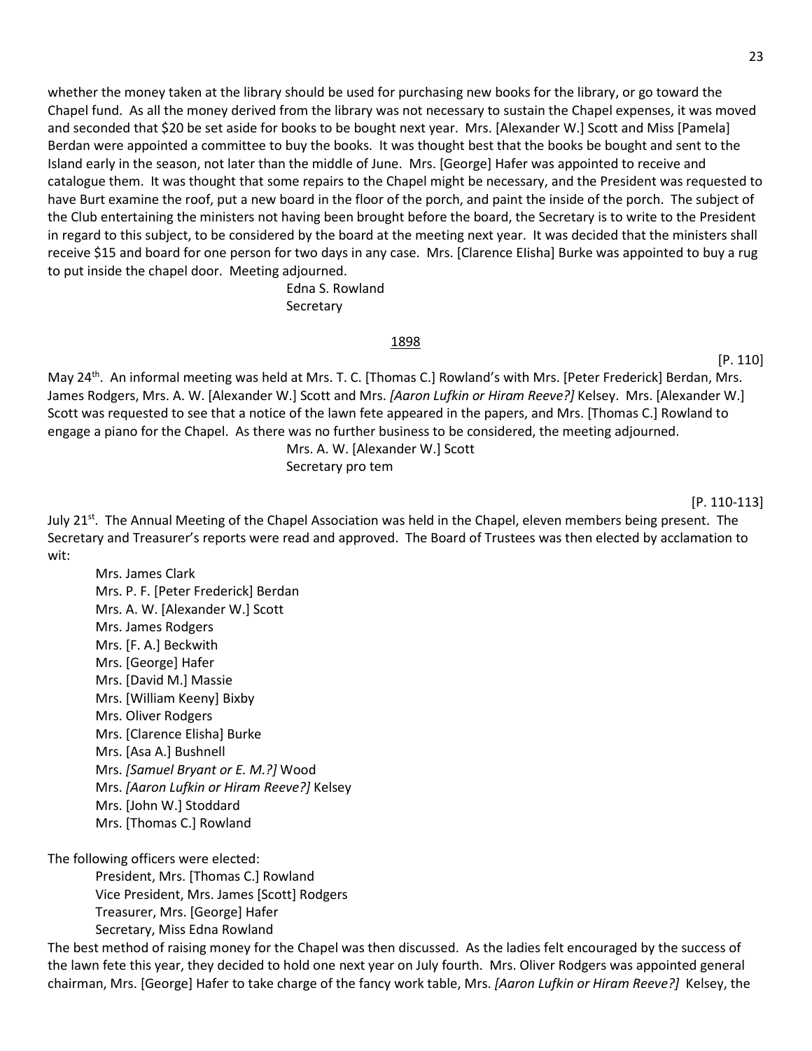whether the money taken at the library should be used for purchasing new books for the library, or go toward the Chapel fund. As all the money derived from the library was not necessary to sustain the Chapel expenses, it was moved and seconded that $20 be set aside for books to be bought next year. Mrs. [Alexander W.] Scott and Miss [Pamela] Berdan were appointed a committee to buy the books. It was thought best that the books be bought and sent to the Island early in the season, not later than the middle of June. Mrs. [George] Hafer was appointed to receive and catalogue them. It was thought that some repairs to the Chapel might be necessary, and the President was requested to have Burt examine the roof, put a new board in the floor of the porch, and paint the inside of the porch. The subject of the Club entertaining the ministers not having been brought before the board, the Secretary is to write to the President in regard to this subject, to be considered by the board at the meeting next year. It was decided that the ministers shall receive $15 and board for one person for two days in any case. Mrs. [Clarence Elisha] Burke was appointed to buy a rug to put inside the chapel door. Meeting adjourned.

Edna S. Rowland
Secretary

## 1898

[P. 110]

May 24th. An informal meeting was held at Mrs. T. C. [Thomas C.] Rowland's with Mrs. [Peter Frederick] Berdan, Mrs. James Rodgers, Mrs. A. W. [Alexander W.] Scott and Mrs. *[Aaron Lufkin or Hiram Reeve?]* Kelsey. Mrs. [Alexander W.] Scott was requested to see that a notice of the lawn fete appeared in the papers, and Mrs. [Thomas C.] Rowland to engage a piano for the Chapel. As there was no further business to be considered, the meeting adjourned.

Mrs. A. W. [Alexander W.] Scott
Secretary pro tem

[P. 110-113]

July 21st. The Annual Meeting of the Chapel Association was held in the Chapel, eleven members being present. The Secretary and Treasurer's reports were read and approved. The Board of Trustees was then elected by acclamation to wit:

Mrs. James Clark
Mrs. P. F. [Peter Frederick] Berdan
Mrs. A. W. [Alexander W.] Scott
Mrs. James Rodgers
Mrs. [F. A.] Beckwith
Mrs. [George] Hafer
Mrs. [David M.] Massie
Mrs. [William Keeny] Bixby
Mrs. Oliver Rodgers
Mrs. [Clarence Elisha] Burke
Mrs. [Asa A.] Bushnell
Mrs. *[Samuel Bryant or E. M.?]* Wood
Mrs. *[Aaron Lufkin or Hiram Reeve?]* Kelsey
Mrs. [John W.] Stoddard
Mrs. [Thomas C.] Rowland

The following officers were elected:

President, Mrs. [Thomas C.] Rowland
Vice President, Mrs. James [Scott] Rodgers
Treasurer, Mrs. [George] Hafer
Secretary, Miss Edna Rowland

The best method of raising money for the Chapel was then discussed. As the ladies felt encouraged by the success of the lawn fete this year, they decided to hold one next year on July fourth. Mrs. Oliver Rodgers was appointed general chairman, Mrs. [George] Hafer to take charge of the fancy work table, Mrs. *[Aaron Lufkin or Hiram Reeve?]* Kelsey, the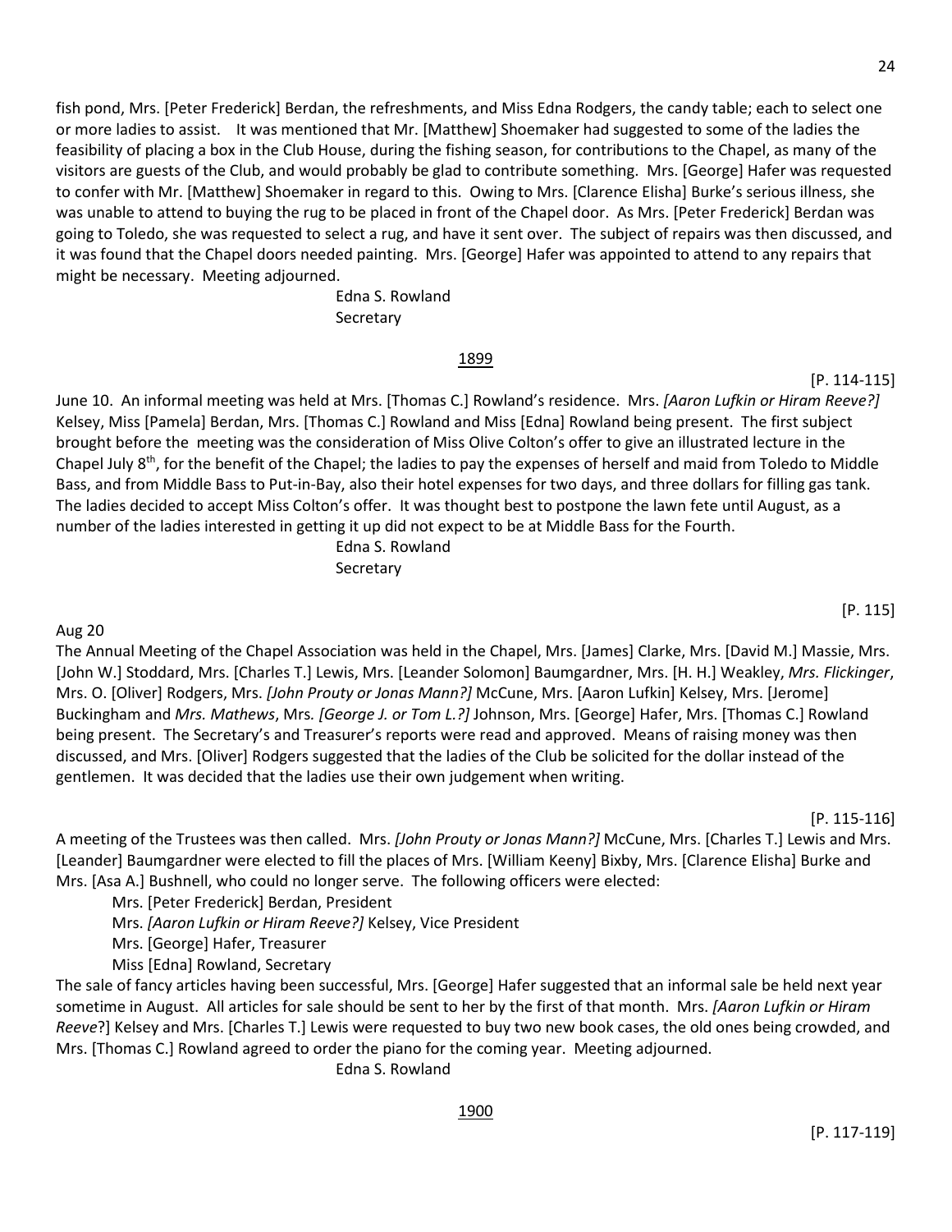fish pond, Mrs. [Peter Frederick] Berdan, the refreshments, and Miss Edna Rodgers, the candy table; each to select one or more ladies to assist. It was mentioned that Mr. [Matthew] Shoemaker had suggested to some of the ladies the feasibility of placing a box in the Club House, during the fishing season, for contributions to the Chapel, as many of the visitors are guests of the Club, and would probably be glad to contribute something. Mrs. [George] Hafer was requested to confer with Mr. [Matthew] Shoemaker in regard to this. Owing to Mrs. [Clarence Elisha] Burke's serious illness, she was unable to attend to buying the rug to be placed in front of the Chapel door. As Mrs. [Peter Frederick] Berdan was going to Toledo, she was requested to select a rug, and have it sent over. The subject of repairs was then discussed, and it was found that the Chapel doors needed painting. Mrs. [George] Hafer was appointed to attend to any repairs that might be necessary. Meeting adjourned.

Edna S. Rowland
Secretary

## 1899

[P. 114-115]

June 10. An informal meeting was held at Mrs. [Thomas C.] Rowland's residence. Mrs. *[Aaron Lufkin or Hiram Reeve?]* Kelsey, Miss [Pamela] Berdan, Mrs. [Thomas C.] Rowland and Miss [Edna] Rowland being present. The first subject brought before the meeting was the consideration of Miss Olive Colton's offer to give an illustrated lecture in the Chapel July 8th, for the benefit of the Chapel; the ladies to pay the expenses of herself and maid from Toledo to Middle Bass, and from Middle Bass to Put-in-Bay, also their hotel expenses for two days, and three dollars for filling gas tank. The ladies decided to accept Miss Colton's offer. It was thought best to postpone the lawn fete until August, as a number of the ladies interested in getting it up did not expect to be at Middle Bass for the Fourth.

Edna S. Rowland
Secretary

[P. 115]

Aug 20

The Annual Meeting of the Chapel Association was held in the Chapel, Mrs. [James] Clarke, Mrs. [David M.] Massie, Mrs. [John W.] Stoddard, Mrs. [Charles T.] Lewis, Mrs. [Leander Solomon] Baumgardner, Mrs. [H. H.] Weakley, *Mrs. Flickinger*, Mrs. O. [Oliver] Rodgers, Mrs. *[John Prouty or Jonas Mann?]* McCune, Mrs. [Aaron Lufkin] Kelsey, Mrs. [Jerome] Buckingham and *Mrs. Mathews*, Mrs. *[George J. or Tom L.?]* Johnson, Mrs. [George] Hafer, Mrs. [Thomas C.] Rowland being present. The Secretary's and Treasurer's reports were read and approved. Means of raising money was then discussed, and Mrs. [Oliver] Rodgers suggested that the ladies of the Club be solicited for the dollar instead of the gentlemen. It was decided that the ladies use their own judgement when writing.

[P. 115-116]

A meeting of the Trustees was then called. Mrs. *[John Prouty or Jonas Mann?]* McCune, Mrs. [Charles T.] Lewis and Mrs. [Leander] Baumgardner were elected to fill the places of Mrs. [William Keeny] Bixby, Mrs. [Clarence Elisha] Burke and Mrs. [Asa A.] Bushnell, who could no longer serve. The following officers were elected:

Mrs. [Peter Frederick] Berdan, President
Mrs. *[Aaron Lufkin or Hiram Reeve?]* Kelsey, Vice President
Mrs. [George] Hafer, Treasurer
Miss [Edna] Rowland, Secretary

The sale of fancy articles having been successful, Mrs. [George] Hafer suggested that an informal sale be held next year sometime in August. All articles for sale should be sent to her by the first of that month. Mrs. *[Aaron Lufkin or Hiram Reeve*?] Kelsey and Mrs. [Charles T.] Lewis were requested to buy two new book cases, the old ones being crowded, and Mrs. [Thomas C.] Rowland agreed to order the piano for the coming year. Meeting adjourned.

Edna S. Rowland

## 1900

[P. 117-119]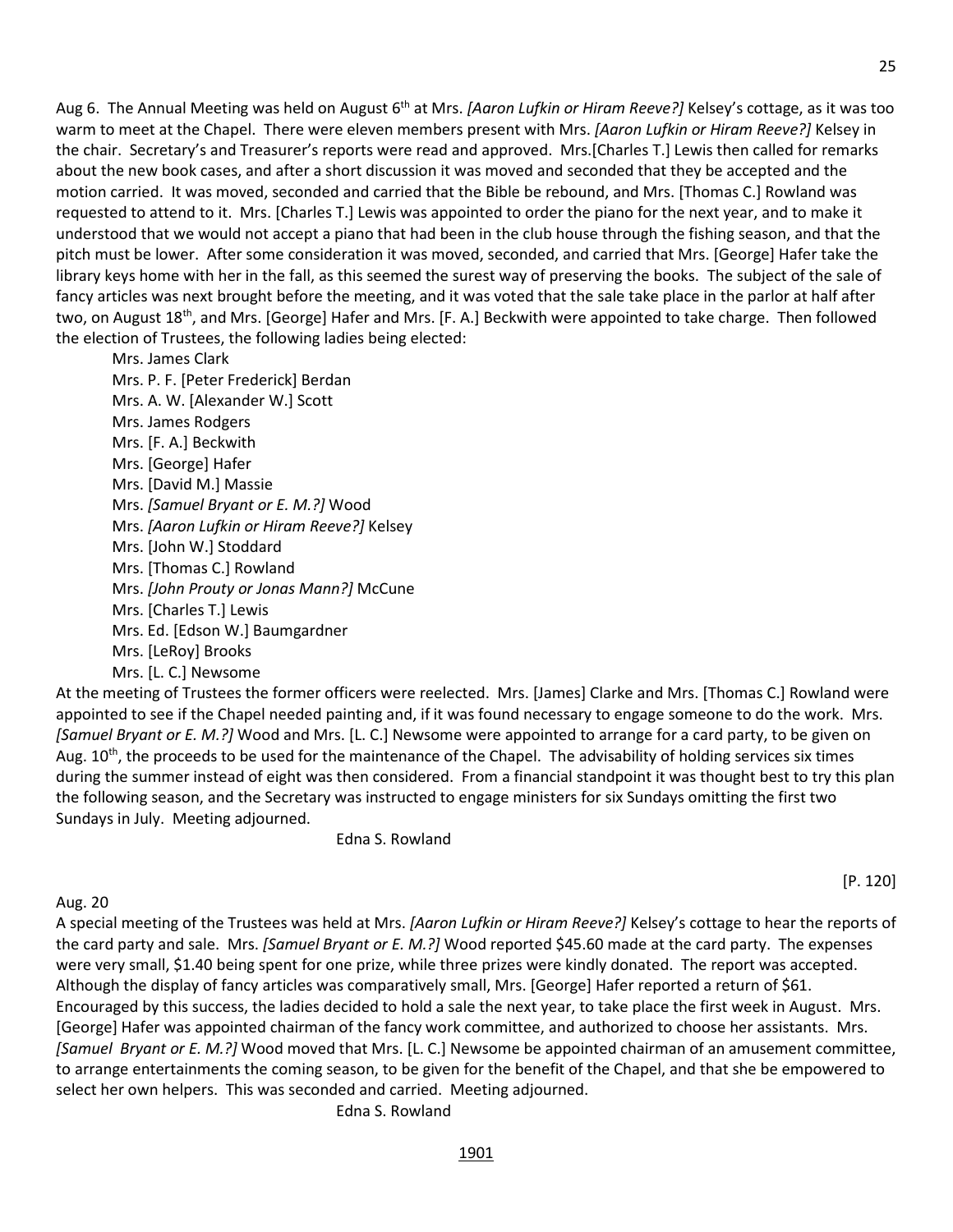Aug 6. The Annual Meeting was held on August 6th at Mrs. *[Aaron Lufkin or Hiram Reeve?]* Kelsey's cottage, as it was too warm to meet at the Chapel. There were eleven members present with Mrs. *[Aaron Lufkin or Hiram Reeve?]* Kelsey in the chair. Secretary's and Treasurer's reports were read and approved. Mrs.[Charles T.] Lewis then called for remarks about the new book cases, and after a short discussion it was moved and seconded that they be accepted and the motion carried. It was moved, seconded and carried that the Bible be rebound, and Mrs. [Thomas C.] Rowland was requested to attend to it. Mrs. [Charles T.] Lewis was appointed to order the piano for the next year, and to make it understood that we would not accept a piano that had been in the club house through the fishing season, and that the pitch must be lower. After some consideration it was moved, seconded, and carried that Mrs. [George] Hafer take the library keys home with her in the fall, as this seemed the surest way of preserving the books. The subject of the sale of fancy articles was next brought before the meeting, and it was voted that the sale take place in the parlor at half after two, on August 18th, and Mrs. [George] Hafer and Mrs. [F. A.] Beckwith were appointed to take charge. Then followed the election of Trustees, the following ladies being elected:

Mrs. James Clark
Mrs. P. F. [Peter Frederick] Berdan
Mrs. A. W. [Alexander W.] Scott
Mrs. James Rodgers
Mrs. [F. A.] Beckwith
Mrs. [George] Hafer
Mrs. [David M.] Massie
Mrs. *[Samuel Bryant or E. M.?]* Wood
Mrs. *[Aaron Lufkin or Hiram Reeve?]* Kelsey
Mrs. [John W.] Stoddard
Mrs. [Thomas C.] Rowland
Mrs. *[John Prouty or Jonas Mann?]* McCune
Mrs. [Charles T.] Lewis
Mrs. Ed. [Edson W.] Baumgardner
Mrs. [LeRoy] Brooks
Mrs. [L. C.] Newsome

At the meeting of Trustees the former officers were reelected. Mrs. [James] Clarke and Mrs. [Thomas C.] Rowland were appointed to see if the Chapel needed painting and, if it was found necessary to engage someone to do the work. Mrs. *[Samuel Bryant or E. M.?]* Wood and Mrs. [L. C.] Newsome were appointed to arrange for a card party, to be given on Aug. 10th, the proceeds to be used for the maintenance of the Chapel. The advisability of holding services six times during the summer instead of eight was then considered. From a financial standpoint it was thought best to try this plan the following season, and the Secretary was instructed to engage ministers for six Sundays omitting the first two Sundays in July. Meeting adjourned.

Edna S. Rowland

[P. 120]

Aug. 20

A special meeting of the Trustees was held at Mrs. *[Aaron Lufkin or Hiram Reeve?]* Kelsey's cottage to hear the reports of the card party and sale. Mrs. *[Samuel Bryant or E. M.?]* Wood reported $45.60 made at the card party. The expenses were very small, $1.40 being spent for one prize, while three prizes were kindly donated. The report was accepted. Although the display of fancy articles was comparatively small, Mrs. [George] Hafer reported a return of $61. Encouraged by this success, the ladies decided to hold a sale the next year, to take place the first week in August. Mrs. [George] Hafer was appointed chairman of the fancy work committee, and authorized to choose her assistants. Mrs. *[Samuel Bryant or E. M.?]* Wood moved that Mrs. [L. C.] Newsome be appointed chairman of an amusement committee, to arrange entertainments the coming season, to be given for the benefit of the Chapel, and that she be empowered to select her own helpers. This was seconded and carried. Meeting adjourned.

Edna S. Rowland

1901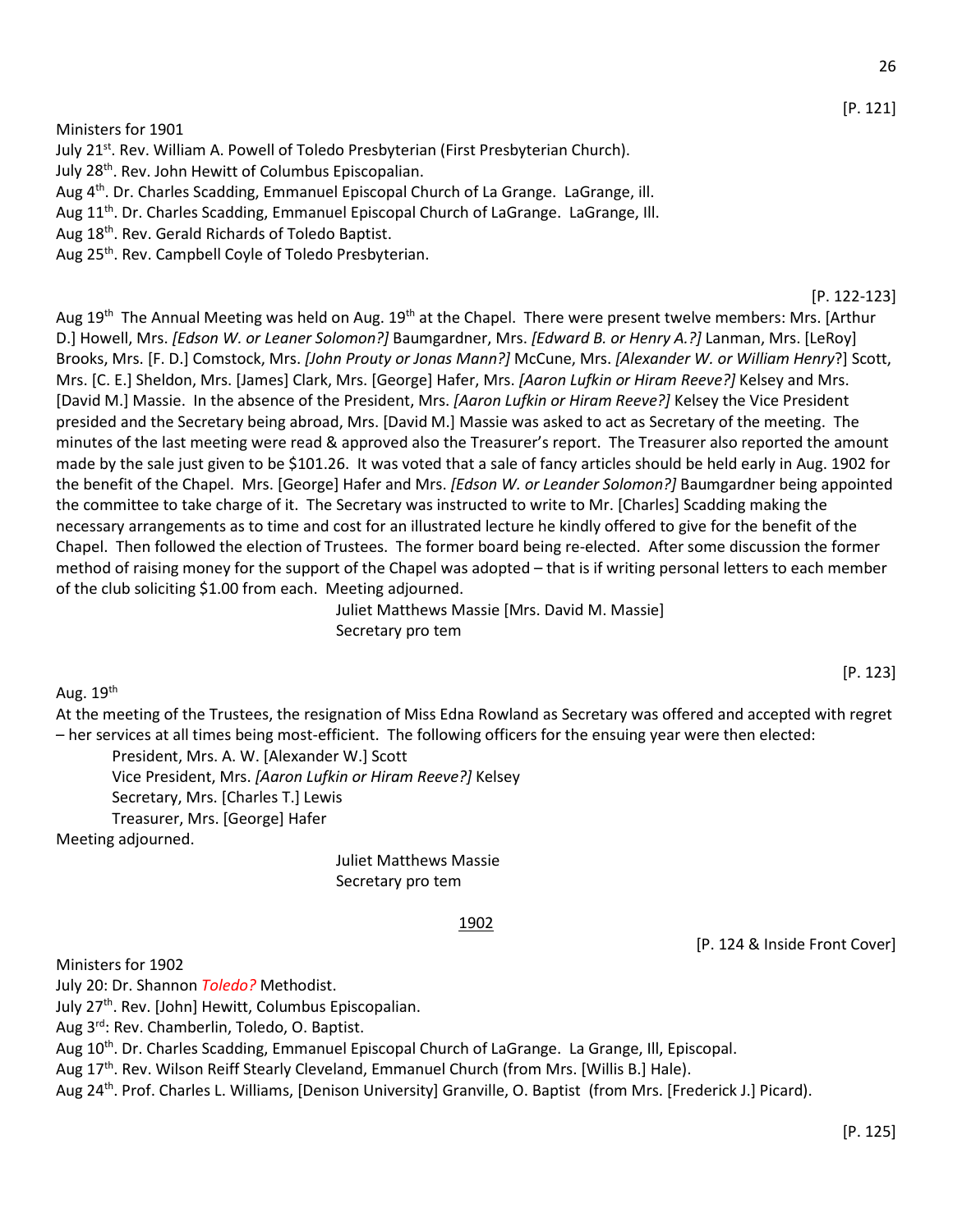[P. 121]

Ministers for 1901

July 21st. Rev. William A. Powell of Toledo Presbyterian (First Presbyterian Church).
July 28th. Rev. John Hewitt of Columbus Episcopalian.
Aug 4th. Dr. Charles Scadding, Emmanuel Episcopal Church of La Grange. LaGrange, ill.
Aug 11th. Dr. Charles Scadding, Emmanuel Episcopal Church of LaGrange. LaGrange, Ill.
Aug 18th. Rev. Gerald Richards of Toledo Baptist.
Aug 25th. Rev. Campbell Coyle of Toledo Presbyterian.

[P. 122-123]

Aug 19th The Annual Meeting was held on Aug. 19th at the Chapel. There were present twelve members: Mrs. [Arthur D.] Howell, Mrs. *[Edson W. or Leaner Solomon?]* Baumgardner, Mrs. *[Edward B. or Henry A.?]* Lanman, Mrs. [LeRoy] Brooks, Mrs. [F. D.] Comstock, Mrs. *[John Prouty or Jonas Mann?]* McCune, Mrs. *[Alexander W. or William Henry*?] Scott, Mrs. [C. E.] Sheldon, Mrs. [James] Clark, Mrs. [George] Hafer, Mrs. *[Aaron Lufkin or Hiram Reeve?]* Kelsey and Mrs. [David M.] Massie. In the absence of the President, Mrs. *[Aaron Lufkin or Hiram Reeve?]* Kelsey the Vice President presided and the Secretary being abroad, Mrs. [David M.] Massie was asked to act as Secretary of the meeting. The minutes of the last meeting were read & approved also the Treasurer's report. The Treasurer also reported the amount made by the sale just given to be $101.26. It was voted that a sale of fancy articles should be held early in Aug. 1902 for the benefit of the Chapel. Mrs. [George] Hafer and Mrs. *[Edson W. or Leander Solomon?]* Baumgardner being appointed the committee to take charge of it. The Secretary was instructed to write to Mr. [Charles] Scadding making the necessary arrangements as to time and cost for an illustrated lecture he kindly offered to give for the benefit of the Chapel. Then followed the election of Trustees. The former board being re-elected. After some discussion the former method of raising money for the support of the Chapel was adopted – that is if writing personal letters to each member of the club soliciting $1.00 from each. Meeting adjourned.

Juliet Matthews Massie [Mrs. David M. Massie]
Secretary pro tem

[P. 123]

Aug. 19th

At the meeting of the Trustees, the resignation of Miss Edna Rowland as Secretary was offered and accepted with regret – her services at all times being most-efficient. The following officers for the ensuing year were then elected:

President, Mrs. A. W. [Alexander W.] Scott
Vice President, Mrs. *[Aaron Lufkin or Hiram Reeve?]* Kelsey
Secretary, Mrs. [Charles T.] Lewis
Treasurer, Mrs. [George] Hafer

Meeting adjourned.

Juliet Matthews Massie
Secretary pro tem

## 1902

[P. 124 & Inside Front Cover]

Ministers for 1902

July 20: Dr. Shannon *Toledo?* Methodist.
July 27th. Rev. [John] Hewitt, Columbus Episcopalian.
Aug 3rd: Rev. Chamberlin, Toledo, O. Baptist.
Aug 10th. Dr. Charles Scadding, Emmanuel Episcopal Church of LaGrange. La Grange, Ill, Episcopal.
Aug 17th. Rev. Wilson Reiff Stearly Cleveland, Emmanuel Church (from Mrs. [Willis B.] Hale).
Aug 24th. Prof. Charles L. Williams, [Denison University] Granville, O. Baptist (from Mrs. [Frederick J.] Picard).

[P. 125]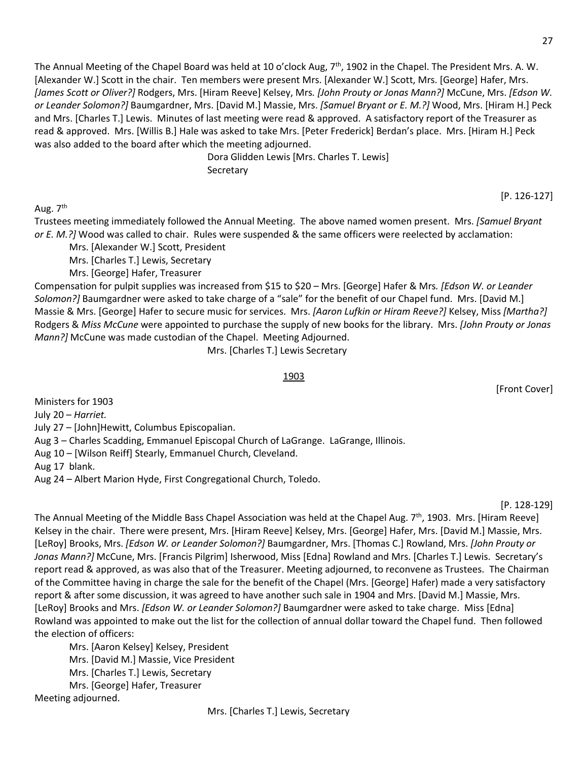The Annual Meeting of the Chapel Board was held at 10 o'clock Aug, 7th, 1902 in the Chapel. The President Mrs. A. W. [Alexander W.] Scott in the chair. Ten members were present Mrs. [Alexander W.] Scott, Mrs. [George] Hafer, Mrs. *[James Scott or Oliver?]* Rodgers, Mrs. [Hiram Reeve] Kelsey, Mrs. *[John Prouty or Jonas Mann?]* McCune, Mrs. *[Edson W. or Leander Solomon?]* Baumgardner, Mrs. [David M.] Massie, Mrs. *[Samuel Bryant or E. M.?]* Wood, Mrs. [Hiram H.] Peck and Mrs. [Charles T.] Lewis. Minutes of last meeting were read & approved. A satisfactory report of the Treasurer as read & approved. Mrs. [Willis B.] Hale was asked to take Mrs. [Peter Frederick] Berdan's place. Mrs. [Hiram H.] Peck was also added to the board after which the meeting adjourned.

Dora Glidden Lewis [Mrs. Charles T. Lewis]
Secretary

[P. 126-127]

Aug. 7th

Trustees meeting immediately followed the Annual Meeting. The above named women present. Mrs. *[Samuel Bryant or E. M.?]* Wood was called to chair. Rules were suspended & the same officers were reelected by acclamation:

Mrs. [Alexander W.] Scott, President
Mrs. [Charles T.] Lewis, Secretary
Mrs. [George] Hafer, Treasurer

Compensation for pulpit supplies was increased from $15 to $20 – Mrs. [George] Hafer & Mrs. *[Edson W. or Leander Solomon?]* Baumgardner were asked to take charge of a "sale" for the benefit of our Chapel fund. Mrs. [David M.] Massie & Mrs. [George] Hafer to secure music for services. Mrs. *[Aaron Lufkin or Hiram Reeve?]* Kelsey, Miss *[Martha?]* Rodgers & *Miss McCune* were appointed to purchase the supply of new books for the library. Mrs. *[John Prouty or Jonas Mann?]* McCune was made custodian of the Chapel. Meeting Adjourned.

Mrs. [Charles T.] Lewis Secretary

## 1903

[Front Cover]

Ministers for 1903

July 20 – *Harriet.*
July 27 – [John]Hewitt, Columbus Episcopalian.
Aug 3 – Charles Scadding, Emmanuel Episcopal Church of LaGrange. LaGrange, Illinois.
Aug 10 – [Wilson Reiff] Stearly, Emmanuel Church, Cleveland.
Aug 17 blank.
Aug 24 – Albert Marion Hyde, First Congregational Church, Toledo.

[P. 128-129]

The Annual Meeting of the Middle Bass Chapel Association was held at the Chapel Aug. 7th, 1903. Mrs. [Hiram Reeve] Kelsey in the chair. There were present, Mrs. [Hiram Reeve] Kelsey, Mrs. [George] Hafer, Mrs. [David M.] Massie, Mrs. [LeRoy] Brooks, Mrs. *[Edson W. or Leander Solomon?]* Baumgardner, Mrs. [Thomas C.] Rowland, Mrs. *[John Prouty or Jonas Mann?]* McCune, Mrs. [Francis Pilgrim] Isherwood, Miss [Edna] Rowland and Mrs. [Charles T.] Lewis. Secretary's report read & approved, as was also that of the Treasurer. Meeting adjourned, to reconvene as Trustees. The Chairman of the Committee having in charge the sale for the benefit of the Chapel (Mrs. [George] Hafer) made a very satisfactory report & after some discussion, it was agreed to have another such sale in 1904 and Mrs. [David M.] Massie, Mrs. [LeRoy] Brooks and Mrs. *[Edson W. or Leander Solomon?]* Baumgardner were asked to take charge. Miss [Edna] Rowland was appointed to make out the list for the collection of annual dollar toward the Chapel fund. Then followed the election of officers:

Mrs. [Aaron Kelsey] Kelsey, President
Mrs. [David M.] Massie, Vice President
Mrs. [Charles T.] Lewis, Secretary
Mrs. [George] Hafer, Treasurer

Meeting adjourned.

Mrs. [Charles T.] Lewis, Secretary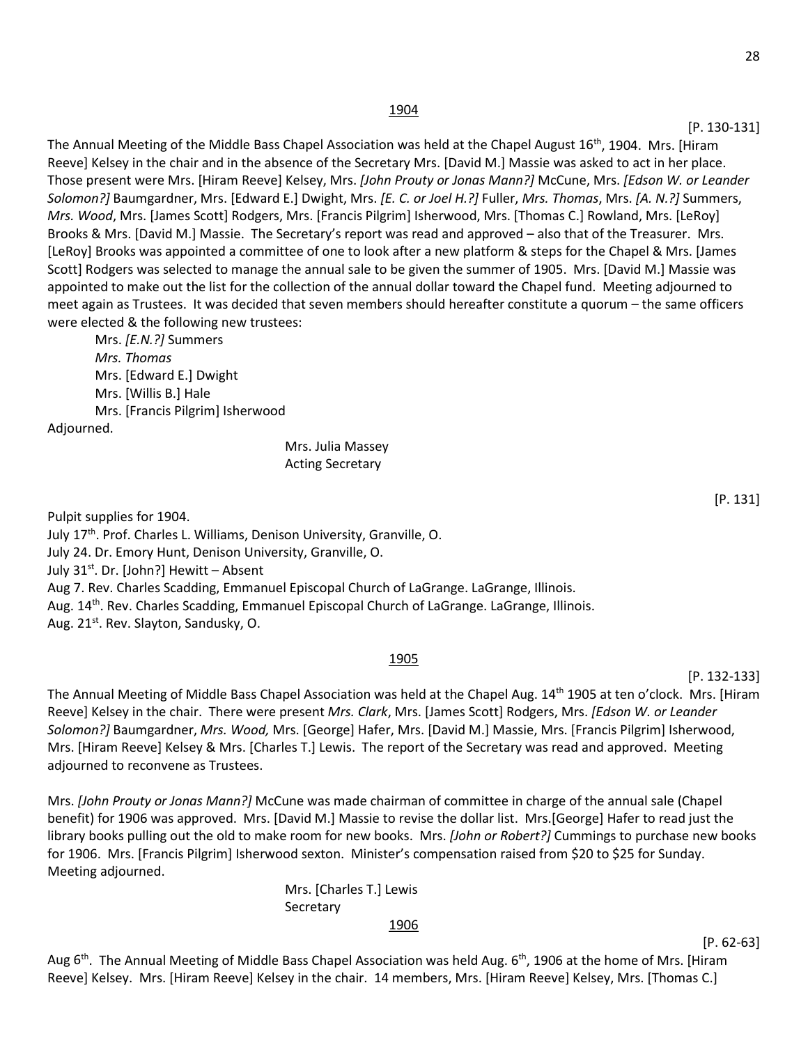1904

[P. 130-131]

The Annual Meeting of the Middle Bass Chapel Association was held at the Chapel August 16th, 1904. Mrs. [Hiram Reeve] Kelsey in the chair and in the absence of the Secretary Mrs. [David M.] Massie was asked to act in her place. Those present were Mrs. [Hiram Reeve] Kelsey, Mrs. *[John Prouty or Jonas Mann?]* McCune, Mrs. *[Edson W. or Leander Solomon?]* Baumgardner, Mrs. [Edward E.] Dwight, Mrs. *[E. C. or Joel H.?]* Fuller, *Mrs. Thomas*, Mrs. *[A. N.?]* Summers, *Mrs. Wood*, Mrs. [James Scott] Rodgers, Mrs. [Francis Pilgrim] Isherwood, Mrs. [Thomas C.] Rowland, Mrs. [LeRoy] Brooks & Mrs. [David M.] Massie. The Secretary's report was read and approved – also that of the Treasurer. Mrs. [LeRoy] Brooks was appointed a committee of one to look after a new platform & steps for the Chapel & Mrs. [James Scott] Rodgers was selected to manage the annual sale to be given the summer of 1905. Mrs. [David M.] Massie was appointed to make out the list for the collection of the annual dollar toward the Chapel fund. Meeting adjourned to meet again as Trustees. It was decided that seven members should hereafter constitute a quorum – the same officers were elected & the following new trustees:

Mrs. *[E.N.?]* Summers
*Mrs. Thomas*
Mrs. [Edward E.] Dwight
Mrs. [Willis B.] Hale
Mrs. [Francis Pilgrim] Isherwood

Adjourned.

Mrs. Julia Massey
Acting Secretary

[P. 131]

Pulpit supplies for 1904.
July 17th. Prof. Charles L. Williams, Denison University, Granville, O.
July 24. Dr. Emory Hunt, Denison University, Granville, O.
July 31st. Dr. [John?] Hewitt – Absent
Aug 7. Rev. Charles Scadding, Emmanuel Episcopal Church of LaGrange. LaGrange, Illinois.
Aug. 14th. Rev. Charles Scadding, Emmanuel Episcopal Church of LaGrange. LaGrange, Illinois.
Aug. 21st. Rev. Slayton, Sandusky, O.

1905

[P. 132-133]

The Annual Meeting of Middle Bass Chapel Association was held at the Chapel Aug. 14th 1905 at ten o'clock. Mrs. [Hiram Reeve] Kelsey in the chair. There were present *Mrs. Clark*, Mrs. [James Scott] Rodgers, Mrs. *[Edson W. or Leander Solomon?]* Baumgardner, *Mrs. Wood,* Mrs. [George] Hafer, Mrs. [David M.] Massie, Mrs. [Francis Pilgrim] Isherwood, Mrs. [Hiram Reeve] Kelsey & Mrs. [Charles T.] Lewis. The report of the Secretary was read and approved. Meeting adjourned to reconvene as Trustees.

Mrs. *[John Prouty or Jonas Mann?]* McCune was made chairman of committee in charge of the annual sale (Chapel benefit) for 1906 was approved. Mrs. [David M.] Massie to revise the dollar list. Mrs.[George] Hafer to read just the library books pulling out the old to make room for new books. Mrs. *[John or Robert?]* Cummings to purchase new books for 1906. Mrs. [Francis Pilgrim] Isherwood sexton. Minister's compensation raised from $20 to $25 for Sunday. Meeting adjourned.

Mrs. [Charles T.] Lewis
Secretary

1906

[P. 62-63]

Aug 6th. The Annual Meeting of Middle Bass Chapel Association was held Aug. 6th, 1906 at the home of Mrs. [Hiram Reeve] Kelsey. Mrs. [Hiram Reeve] Kelsey in the chair. 14 members, Mrs. [Hiram Reeve] Kelsey, Mrs. [Thomas C.]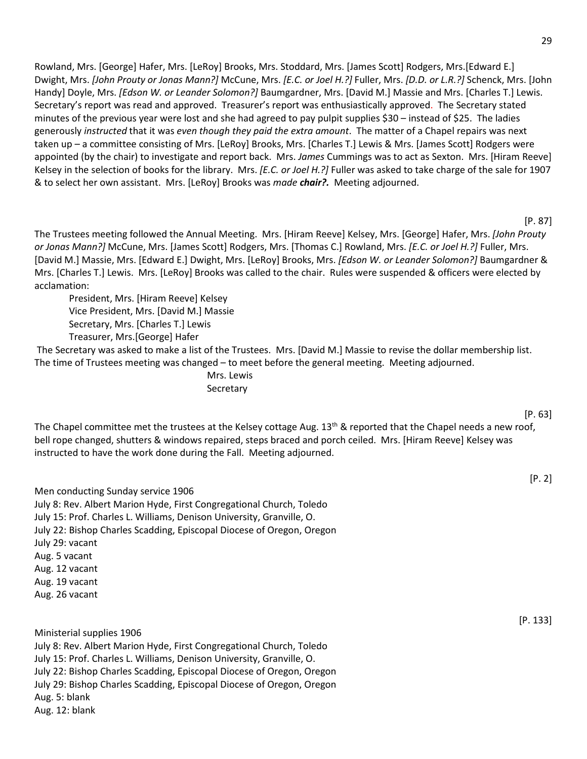Rowland, Mrs. [George] Hafer, Mrs. [LeRoy] Brooks, Mrs. Stoddard, Mrs. [James Scott] Rodgers, Mrs.[Edward E.] Dwight, Mrs. *[John Prouty or Jonas Mann?]* McCune, Mrs. *[E.C. or Joel H.?]* Fuller, Mrs. *[D.D. or L.R.?]* Schenck, Mrs. [John Handy] Doyle, Mrs. *[Edson W. or Leander Solomon?]* Baumgardner, Mrs. [David M.] Massie and Mrs. [Charles T.] Lewis. Secretary's report was read and approved. Treasurer's report was enthusiastically approved. The Secretary stated minutes of the previous year were lost and she had agreed to pay pulpit supplies $30 – instead of $25. The ladies generously *instructed* that it was *even though they paid the extra amount*. The matter of a Chapel repairs was next taken up – a committee consisting of Mrs. [LeRoy] Brooks, Mrs. [Charles T.] Lewis & Mrs. [James Scott] Rodgers were appointed (by the chair) to investigate and report back. Mrs. *James* Cummings was to act as Sexton. Mrs. [Hiram Reeve] Kelsey in the selection of books for the library. Mrs. *[E.C. or Joel H.?]* Fuller was asked to take charge of the sale for 1907 & to select her own assistant. Mrs. [LeRoy] Brooks was *made* ***chair?.*** Meeting adjourned.

[P. 87]

The Trustees meeting followed the Annual Meeting. Mrs. [Hiram Reeve] Kelsey, Mrs. [George] Hafer, Mrs. *[John Prouty or Jonas Mann?]* McCune, Mrs. [James Scott] Rodgers, Mrs. [Thomas C.] Rowland, Mrs. *[E.C. or Joel H.?]* Fuller, Mrs. [David M.] Massie, Mrs. [Edward E.] Dwight, Mrs. [LeRoy] Brooks, Mrs. *[Edson W. or Leander Solomon?]* Baumgardner & Mrs. [Charles T.] Lewis. Mrs. [LeRoy] Brooks was called to the chair. Rules were suspended & officers were elected by acclamation:

President, Mrs. [Hiram Reeve] Kelsey
Vice President, Mrs. [David M.] Massie
Secretary, Mrs. [Charles T.] Lewis
Treasurer, Mrs.[George] Hafer

The Secretary was asked to make a list of the Trustees. Mrs. [David M.] Massie to revise the dollar membership list. The time of Trustees meeting was changed – to meet before the general meeting. Meeting adjourned.

Mrs. Lewis
Secretary

[P. 63]

The Chapel committee met the trustees at the Kelsey cottage Aug. 13th & reported that the Chapel needs a new roof, bell rope changed, shutters & windows repaired, steps braced and porch ceiled. Mrs. [Hiram Reeve] Kelsey was instructed to have the work done during the Fall. Meeting adjourned.

[P. 2]

Men conducting Sunday service 1906
July 8: Rev. Albert Marion Hyde, First Congregational Church, Toledo
July 15: Prof. Charles L. Williams, Denison University, Granville, O.
July 22: Bishop Charles Scadding, Episcopal Diocese of Oregon, Oregon
July 29: vacant
Aug. 5 vacant
Aug. 12 vacant
Aug. 19 vacant
Aug. 26 vacant

[P. 133]

Ministerial supplies 1906
July 8: Rev. Albert Marion Hyde, First Congregational Church, Toledo
July 15: Prof. Charles L. Williams, Denison University, Granville, O.
July 22: Bishop Charles Scadding, Episcopal Diocese of Oregon, Oregon
July 29: Bishop Charles Scadding, Episcopal Diocese of Oregon, Oregon
Aug. 5: blank
Aug. 12: blank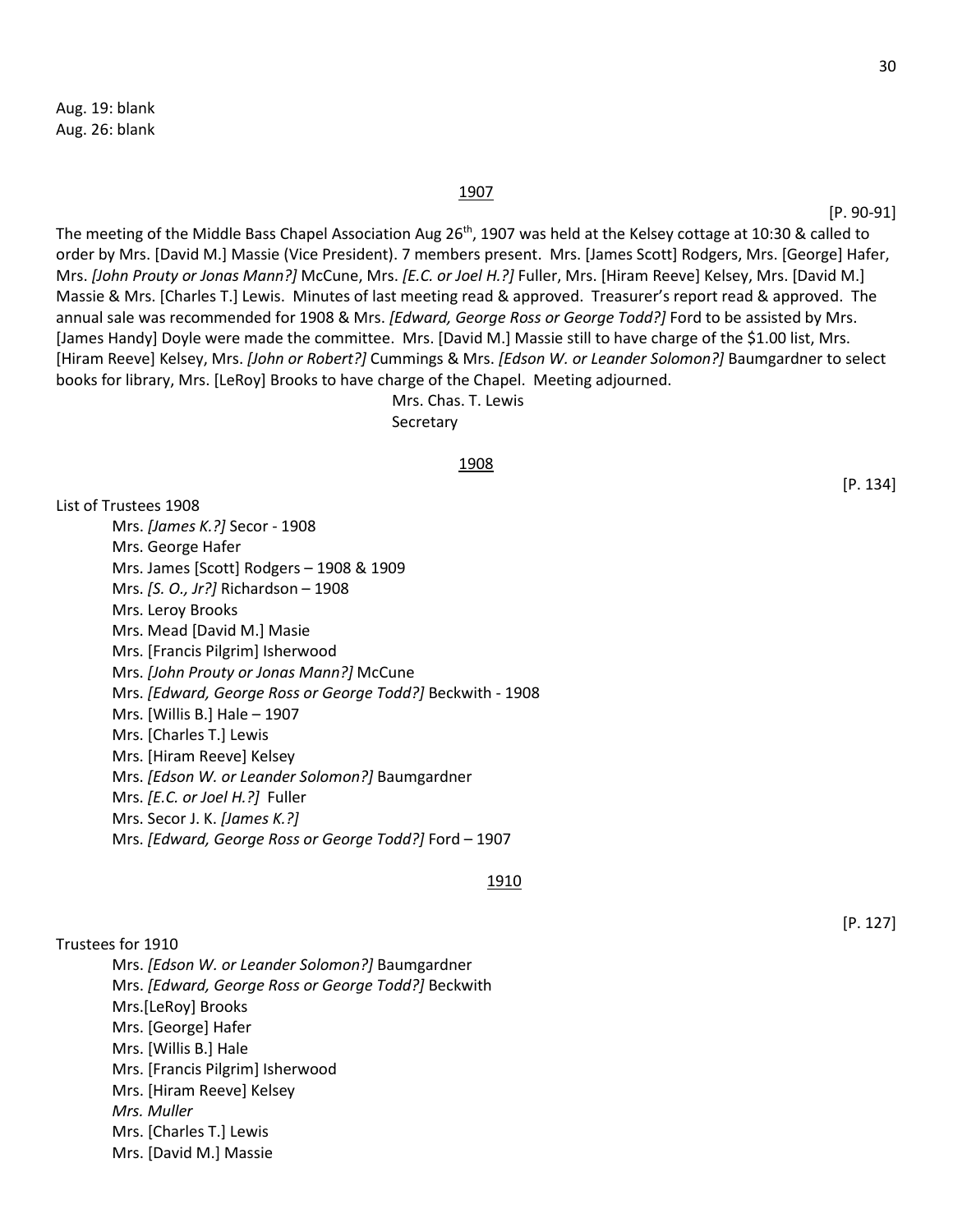Aug. 19: blank
Aug. 26: blank

<u>1907</u>

[P. 90-91]

The meeting of the Middle Bass Chapel Association Aug 26th, 1907 was held at the Kelsey cottage at 10:30 & called to order by Mrs. [David M.] Massie (Vice President). 7 members present. Mrs. [James Scott] Rodgers, Mrs. [George] Hafer, Mrs. *[John Prouty or Jonas Mann?]* McCune, Mrs. *[E.C. or Joel H.?]* Fuller, Mrs. [Hiram Reeve] Kelsey, Mrs. [David M.] Massie & Mrs. [Charles T.] Lewis. Minutes of last meeting read & approved. Treasurer's report read & approved. The annual sale was recommended for 1908 & Mrs. *[Edward, George Ross or George Todd?]* Ford to be assisted by Mrs. [James Handy] Doyle were made the committee. Mrs. [David M.] Massie still to have charge of the $1.00 list, Mrs. [Hiram Reeve] Kelsey, Mrs. *[John or Robert?]* Cummings & Mrs. *[Edson W. or Leander Solomon?]* Baumgardner to select books for library, Mrs. [LeRoy] Brooks to have charge of the Chapel. Meeting adjourned.

Mrs. Chas. T. Lewis
Secretary

<u>1908</u>

[P. 134]

List of Trustees 1908

- Mrs. *[James K.?]* Secor - 1908
- Mrs. George Hafer
- Mrs. James [Scott] Rodgers – 1908 & 1909
- Mrs. *[S. O., Jr?]* Richardson – 1908
- Mrs. Leroy Brooks
- Mrs. Mead [David M.] Masie
- Mrs. [Francis Pilgrim] Isherwood
- Mrs. *[John Prouty or Jonas Mann?]* McCune
- Mrs. *[Edward, George Ross or George Todd?]* Beckwith - 1908
- Mrs. [Willis B.] Hale – 1907
- Mrs. [Charles T.] Lewis
- Mrs. [Hiram Reeve] Kelsey
- Mrs. *[Edson W. or Leander Solomon?]* Baumgardner
- Mrs. *[E.C. or Joel H.?]* Fuller
- Mrs. Secor J. K. *[James K.?]*
- Mrs. *[Edward, George Ross or George Todd?]* Ford – 1907

<u>1910</u>

[P. 127]

Trustees for 1910

- Mrs. *[Edson W. or Leander Solomon?]* Baumgardner
- Mrs. *[Edward, George Ross or George Todd?]* Beckwith
- Mrs.[LeRoy] Brooks
- Mrs. [George] Hafer
- Mrs. [Willis B.] Hale
- Mrs. [Francis Pilgrim] Isherwood
- Mrs. [Hiram Reeve] Kelsey
- *Mrs. Muller*
- Mrs. [Charles T.] Lewis
- Mrs. [David M.] Massie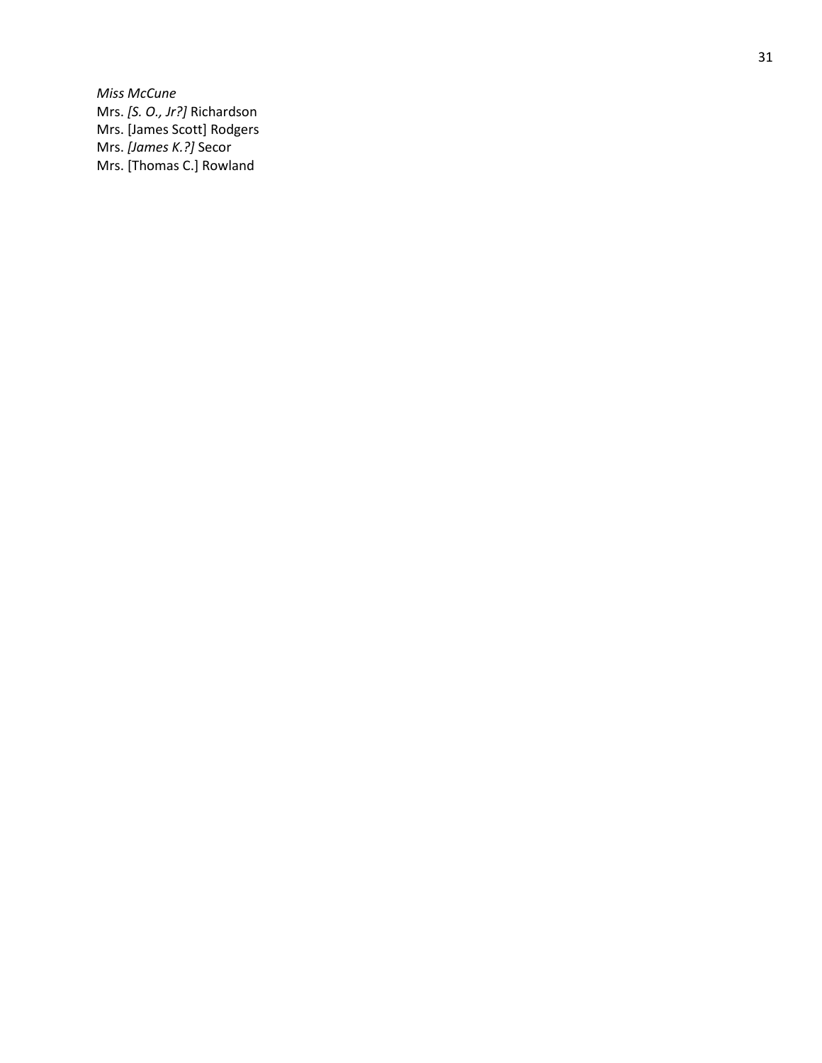*Miss McCune*  
Mrs. *[S. O., Jr?]* Richardson  
Mrs. [James Scott] Rodgers  
Mrs. *[James K.?]* Secor  
Mrs. [Thomas C.] Rowland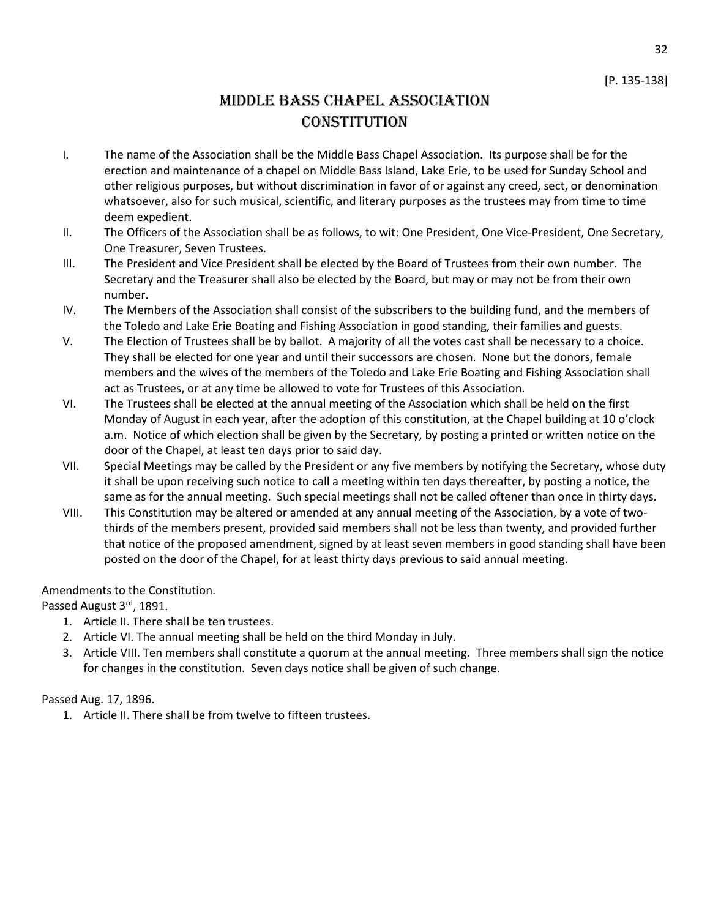[P. 135-138]

# Middle Bass Chapel Association Constitution

I. The name of the Association shall be the Middle Bass Chapel Association. Its purpose shall be for the erection and maintenance of a chapel on Middle Bass Island, Lake Erie, to be used for Sunday School and other religious purposes, but without discrimination in favor of or against any creed, sect, or denomination whatsoever, also for such musical, scientific, and literary purposes as the trustees may from time to time deem expedient.

II. The Officers of the Association shall be as follows, to wit: One President, One Vice-President, One Secretary, One Treasurer, Seven Trustees.

III. The President and Vice President shall be elected by the Board of Trustees from their own number. The Secretary and the Treasurer shall also be elected by the Board, but may or may not be from their own number.

IV. The Members of the Association shall consist of the subscribers to the building fund, and the members of the Toledo and Lake Erie Boating and Fishing Association in good standing, their families and guests.

V. The Election of Trustees shall be by ballot. A majority of all the votes cast shall be necessary to a choice. They shall be elected for one year and until their successors are chosen. None but the donors, female members and the wives of the members of the Toledo and Lake Erie Boating and Fishing Association shall act as Trustees, or at any time be allowed to vote for Trustees of this Association.

VI. The Trustees shall be elected at the annual meeting of the Association which shall be held on the first Monday of August in each year, after the adoption of this constitution, at the Chapel building at 10 o'clock a.m. Notice of which election shall be given by the Secretary, by posting a printed or written notice on the door of the Chapel, at least ten days prior to said day.

VII. Special Meetings may be called by the President or any five members by notifying the Secretary, whose duty it shall be upon receiving such notice to call a meeting within ten days thereafter, by posting a notice, the same as for the annual meeting. Such special meetings shall not be called oftener than once in thirty days.

VIII. This Constitution may be altered or amended at any annual meeting of the Association, by a vote of two-thirds of the members present, provided said members shall not be less than twenty, and provided further that notice of the proposed amendment, signed by at least seven members in good standing shall have been posted on the door of the Chapel, for at least thirty days previous to said annual meeting.

Amendments to the Constitution.
Passed August 3rd, 1891.

1. Article II. There shall be ten trustees.
2. Article VI. The annual meeting shall be held on the third Monday in July.
3. Article VIII. Ten members shall constitute a quorum at the annual meeting. Three members shall sign the notice for changes in the constitution. Seven days notice shall be given of such change.

Passed Aug. 17, 1896.

1. Article II. There shall be from twelve to fifteen trustees.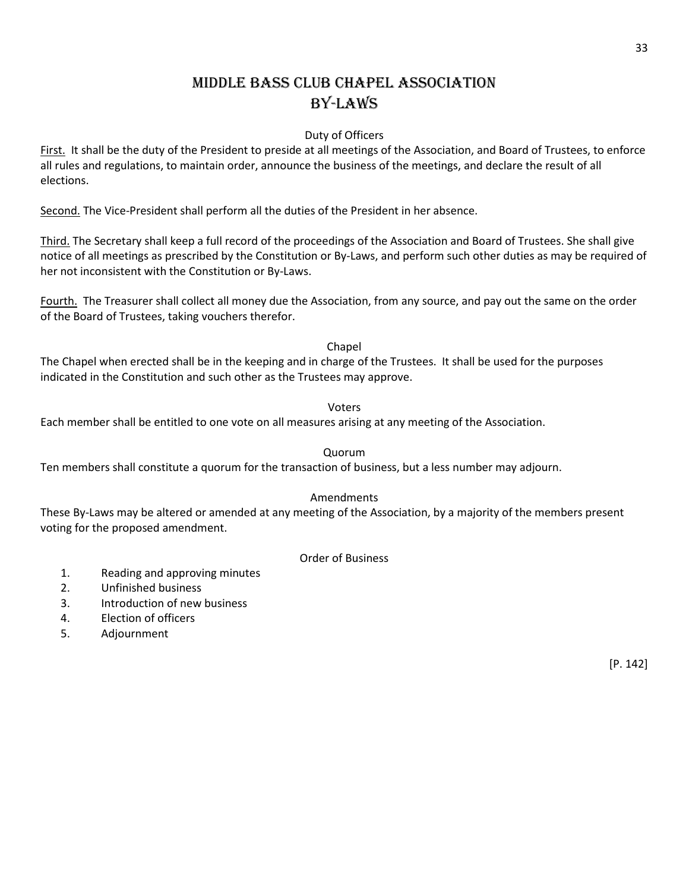# Middle Bass Club Chapel Association
# By-Laws

### Duty of Officers

First. It shall be the duty of the President to preside at all meetings of the Association, and Board of Trustees, to enforce all rules and regulations, to maintain order, announce the business of the meetings, and declare the result of all elections.

Second. The Vice-President shall perform all the duties of the President in her absence.

Third. The Secretary shall keep a full record of the proceedings of the Association and Board of Trustees. She shall give notice of all meetings as prescribed by the Constitution or By-Laws, and perform such other duties as may be required of her not inconsistent with the Constitution or By-Laws.

Fourth. The Treasurer shall collect all money due the Association, from any source, and pay out the same on the order of the Board of Trustees, taking vouchers therefor.

### Chapel

The Chapel when erected shall be in the keeping and in charge of the Trustees. It shall be used for the purposes indicated in the Constitution and such other as the Trustees may approve.

### Voters

Each member shall be entitled to one vote on all measures arising at any meeting of the Association.

### Quorum

Ten members shall constitute a quorum for the transaction of business, but a less number may adjourn.

### Amendments

These By-Laws may be altered or amended at any meeting of the Association, by a majority of the members present voting for the proposed amendment.

### Order of Business

1. Reading and approving minutes
2. Unfinished business
3. Introduction of new business
4. Election of officers
5. Adjournment

[P. 142]